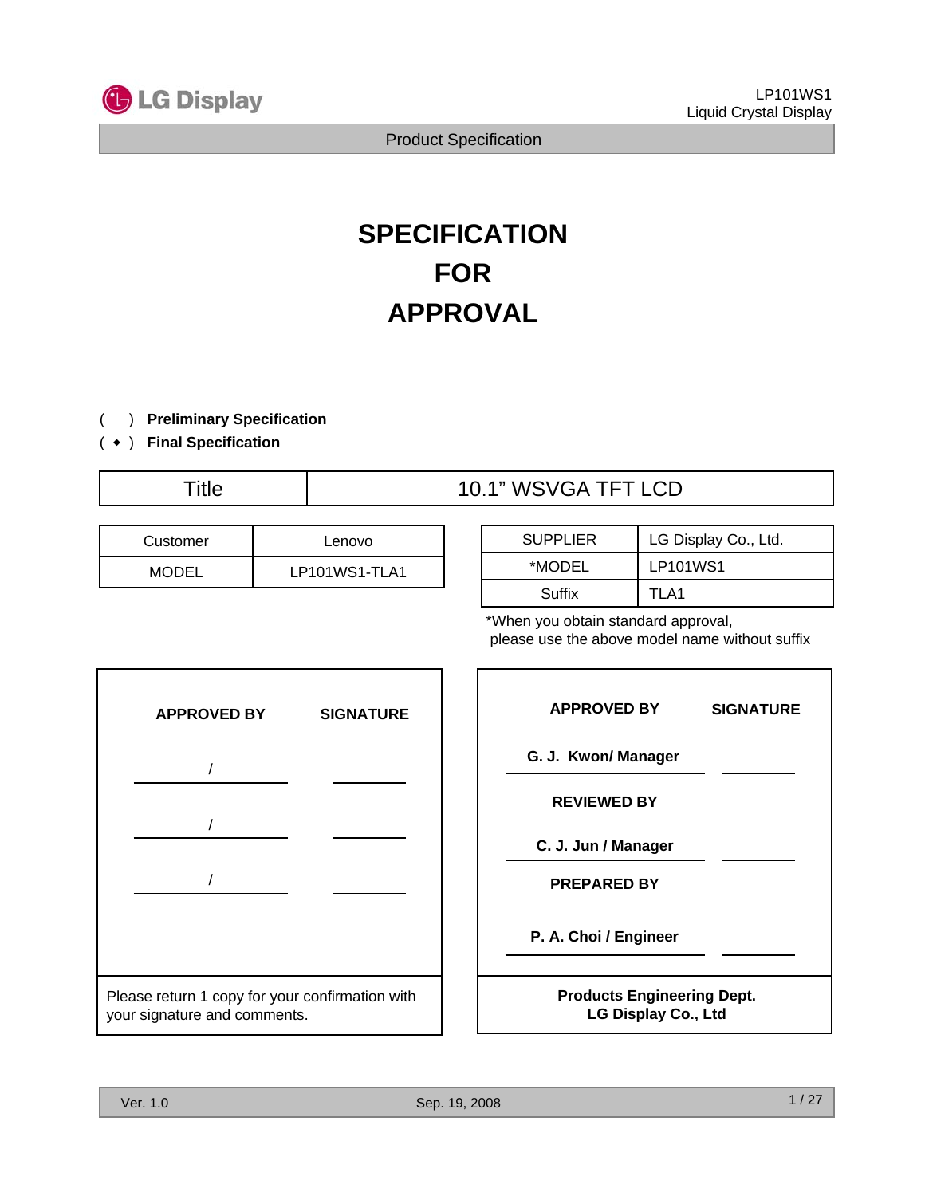# SPECIFICATION
# FOR
# APPROVAL

( ) **Preliminary Specification**

( ◆ ) **Final Specification**

| Title | 10.1” WSVGA TFT LCD |
|---|---|

| Customer | Lenovo |
|---|---|
| MODEL | LP101WS1-TLA1 |

| SUPPLIER | LG Display Co., Ltd. |
|---|---|
| *MODEL | LP101WS1 |
| Suffix | TLA1 |

*When you obtain standard approval,
please use the above model name without suffix

| APPROVED BY | SIGNATURE |
|---|---|
| / | |
| / | |
| / | |

Please return 1 copy for your confirmation with your signature and comments.

| APPROVED BY | SIGNATURE |
|---|---|
| G. J. Kwon/ Manager | |
| **REVIEWED BY** | |
| C. J. Jun / Manager | |
| **PREPARED BY** | |
| P. A. Choi / Engineer | |

**Products Engineering Dept.**
**LG Display Co., Ltd**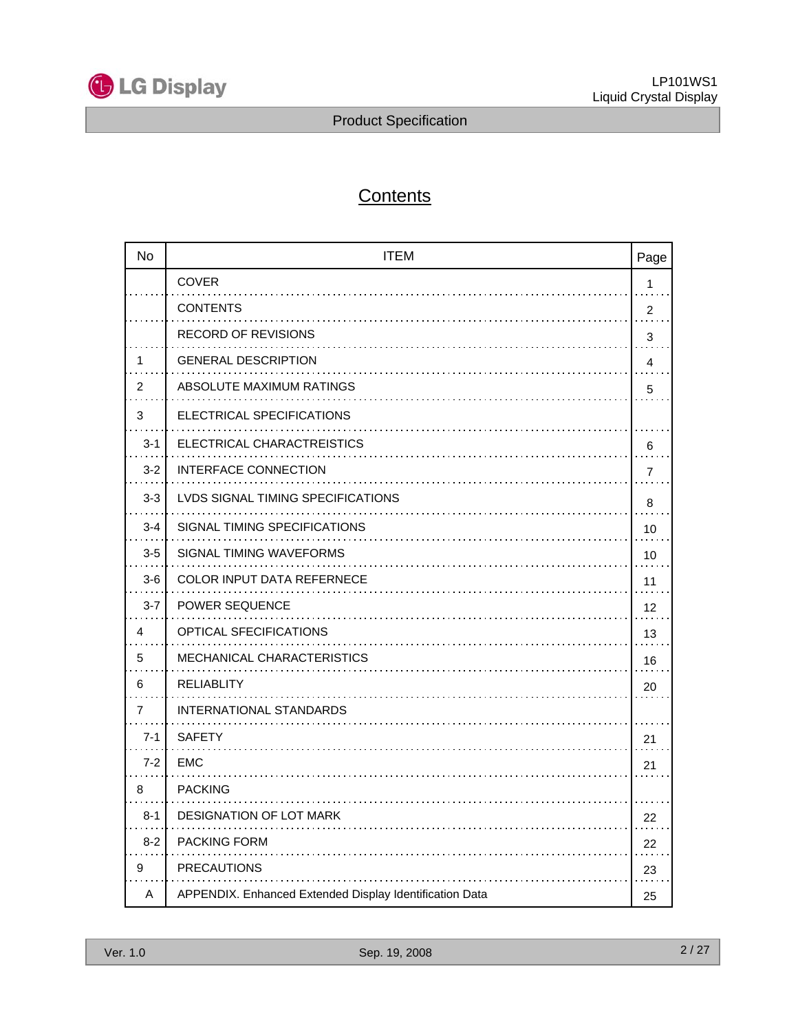# Contents

| No | ITEM | Page |
|---|---|---|
| | COVER | 1 |
| | CONTENTS | 2 |
| | RECORD OF REVISIONS | 3 |
| 1 | GENERAL DESCRIPTION | 4 |
| 2 | ABSOLUTE MAXIMUM RATINGS | 5 |
| 3 | ELECTRICAL SPECIFICATIONS | |
| 3-1 | ELECTRICAL CHARACTREISTICS | 6 |
| 3-2 | INTERFACE CONNECTION | 7 |
| 3-3 | LVDS SIGNAL TIMING SPECIFICATIONS | 8 |
| 3-4 | SIGNAL TIMING SPECIFICATIONS | 10 |
| 3-5 | SIGNAL TIMING WAVEFORMS | 10 |
| 3-6 | COLOR INPUT DATA REFERNECE | 11 |
| 3-7 | POWER SEQUENCE | 12 |
| 4 | OPTICAL SFECIFICATIONS | 13 |
| 5 | MECHANICAL CHARACTERISTICS | 16 |
| 6 | RELIABLITY | 20 |
| 7 | INTERNATIONAL STANDARDS | |
| 7-1 | SAFETY | 21 |
| 7-2 | EMC | 21 |
| 8 | PACKING | |
| 8-1 | DESIGNATION OF LOT MARK | 22 |
| 8-2 | PACKING FORM | 22 |
| 9 | PRECAUTIONS | 23 |
| A | APPENDIX. Enhanced Extended Display Identification Data | 25 |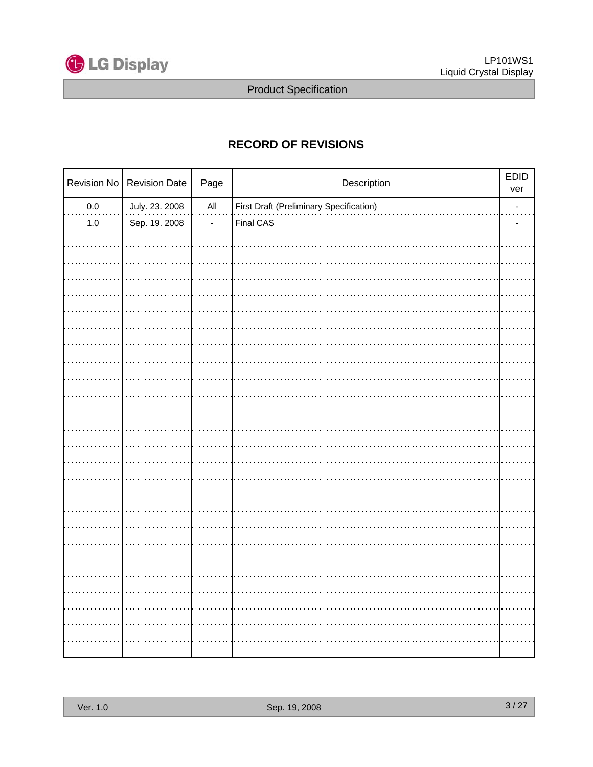# RECORD OF REVISIONS

| Revision No | Revision Date | Page | Description | EDID ver |
|---|---|---|---|---|
| 0.0 | July. 23. 2008 | All | First Draft (Preliminary Specification) | - |
| 1.0 | Sep. 19. 2008 | - | Final CAS | - |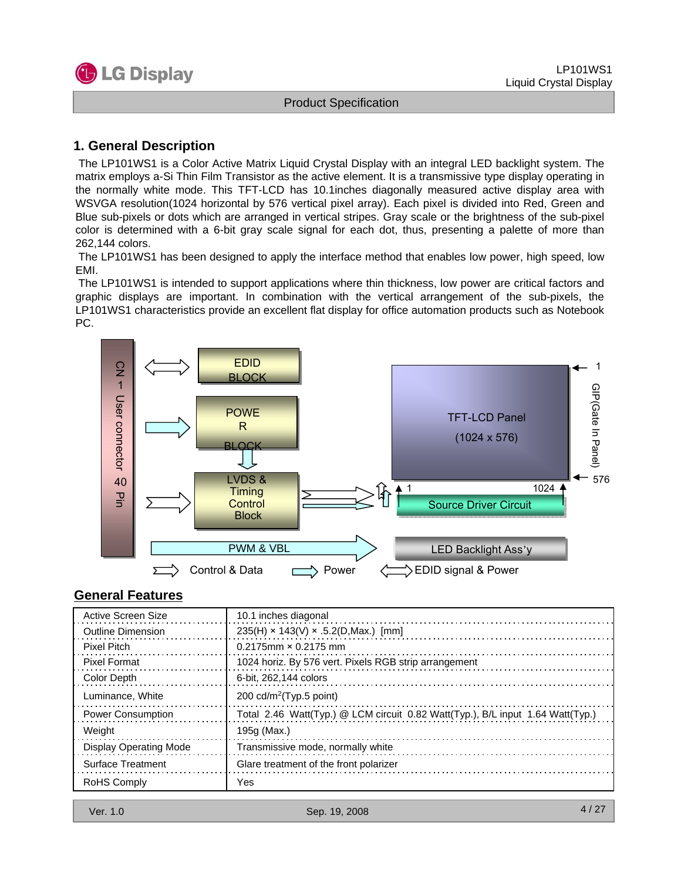## 1. General Description

The LP101WS1 is a Color Active Matrix Liquid Crystal Display with an integral LED backlight system. The matrix employs a-Si Thin Film Transistor as the active element. It is a transmissive type display operating in the normally white mode. This TFT-LCD has 10.1inches diagonally measured active display area with WSVGA resolution(1024 horizontal by 576 vertical pixel array). Each pixel is divided into Red, Green and Blue sub-pixels or dots which are arranged in vertical stripes. Gray scale or the brightness of the sub-pixel color is determined with a 6-bit gray scale signal for each dot, thus, presenting a palette of more than 262,144 colors.

The LP101WS1 has been designed to apply the interface method that enables low power, high speed, low EMI.

The LP101WS1 is intended to support applications where thin thickness, low power are critical factors and graphic displays are important. In combination with the vertical arrangement of the sub-pixels, the LP101WS1 characteristics provide an excellent flat display for office automation products such as Notebook PC.

CN 1 User connector 40 Pin

EDID BLOCK

POWER BLOCK

LVDS & Timing Control Block

PWM & VBL

TFT-LCD Panel (1024 x 576)

1

576

GIP(Gate In Panel)

1

1024

Source Driver Circuit

LED Backlight Ass'y

Control & Data

Power

EDID signal & Power

## General Features

| | |
|---|---|
| Active Screen Size | 10.1 inches diagonal |
| Outline Dimension | 235(H) × 143(V) × .5.2(D,Max.) [mm] |
| Pixel Pitch | 0.2175mm × 0.2175 mm |
| Pixel Format | 1024 horiz. By 576 vert. Pixels RGB strip arrangement |
| Color Depth | 6-bit, 262,144 colors |
| Luminance, White | 200 cd/m$^2$(Typ.5 point) |
| Power Consumption | Total 2.46 Watt(Typ.) @ LCM circuit 0.82 Watt(Typ.), B/L input 1.64 Watt(Typ.) |
| Weight | 195g (Max.) |
| Display Operating Mode | Transmissive mode, normally white |
| Surface Treatment | Glare treatment of the front polarizer |
| RoHS Comply | Yes |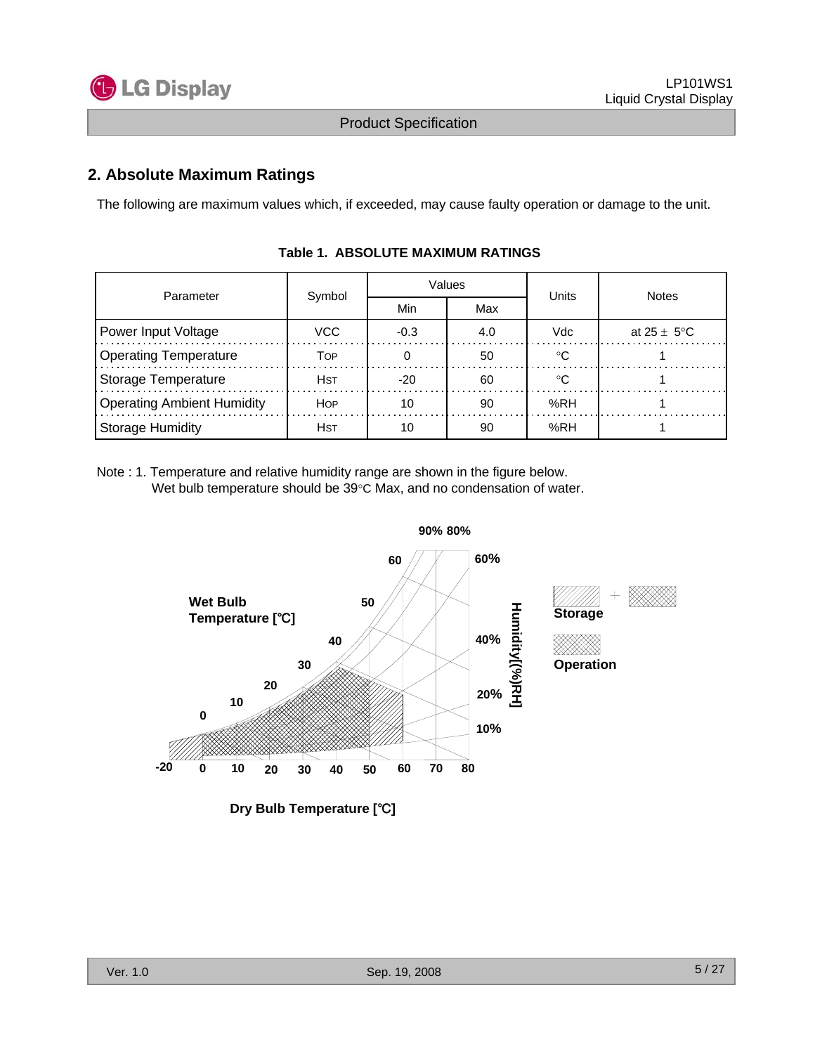## 2. Absolute Maximum Ratings

The following are maximum values which, if exceeded, may cause faulty operation or damage to the unit.

**Table 1. ABSOLUTE MAXIMUM RATINGS**

| Parameter | Symbol | Values | | Units | Notes |
|---|---|---|---|---|---|
| | | Min | Max | | |
| Power Input Voltage | VCC | -0.3 | 4.0 | Vdc | at 25 ± 5°C |
| Operating Temperature | TOP | 0 | 50 | °C | 1 |
| Storage Temperature | HST | -20 | 60 | °C | 1 |
| Operating Ambient Humidity | HOP | 10 | 90 | %RH | 1 |
| Storage Humidity | HST | 10 | 90 | %RH | 1 |

Note : 1. Temperature and relative humidity range are shown in the figure below.
Wet bulb temperature should be 39°C Max, and no condensation of water.

90% 80%
60
60%
Wet Bulb
Temperature [℃]
50
40
40%
30
20
20%
10
0
10%
-20
0
10
20
30
40
50
60
70
80
Humidity[(%)RH]
Storage
Operation
Dry Bulb Temperature [℃]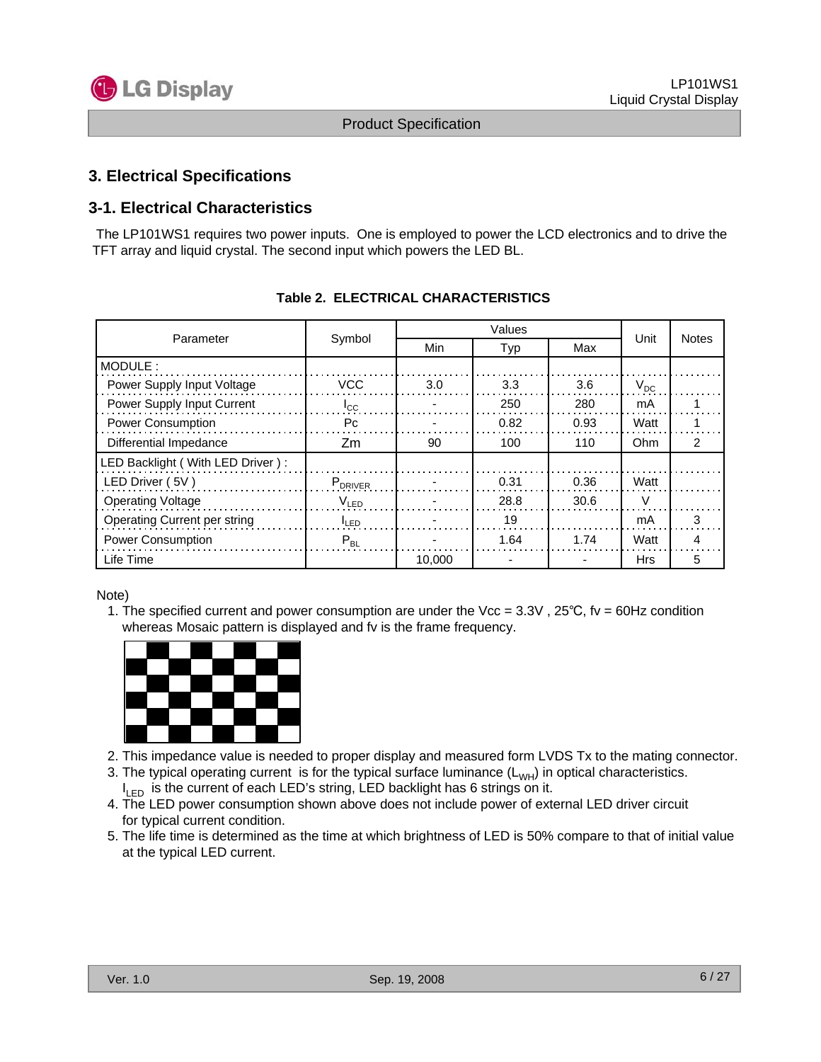## 3. Electrical Specifications

### 3-1. Electrical Characteristics

The LP101WS1 requires two power inputs. One is employed to power the LCD electronics and to drive the TFT array and liquid crystal. The second input which powers the LED BL.

**Table 2. ELECTRICAL CHARACTERISTICS**

| Parameter | Symbol | Values | | | Unit | Notes |
|---|---|---|---|---|---|---|
| | | Min | Typ | Max | | |
| MODULE : | | | | | | |
| Power Supply Input Voltage | VCC | 3.0 | 3.3 | 3.6 | $V_{DC}$ | |
| Power Supply Input Current | $I_{CC}$ | - | 250 | 280 | mA | 1 |
| Power Consumption | Pc | - | 0.82 | 0.93 | Watt | 1 |
| Differential Impedance | Zm | 90 | 100 | 110 | Ohm | 2 |
| LED Backlight ( With LED Driver ) : | | | | | | |
| LED Driver ( 5V ) | $P_{DRIVER}$ | - | 0.31 | 0.36 | Watt | |
| Operating Voltage | $V_{LED}$ | - | 28.8 | 30.6 | V | |
| Operating Current per string | $I_{LED}$ | - | 19 | | mA | 3 |
| Power Consumption | $P_{BL}$ | - | 1.64 | 1.74 | Watt | 4 |
| Life Time | | 10,000 | - | - | Hrs | 5 |

Note)

1. The specified current and power consumption are under the Vcc = 3.3V , 25℃, fv = 60Hz condition whereas Mosaic pattern is displayed and fv is the frame frequency.
2. This impedance value is needed to proper display and measured form LVDS Tx to the mating connector.
3. The typical operating current is for the typical surface luminance ($L_{WH}$) in optical characteristics. $I_{LED}$ is the current of each LED's string, LED backlight has 6 strings on it.
4. The LED power consumption shown above does not include power of external LED driver circuit for typical current condition.
5. The life time is determined as the time at which brightness of LED is 50% compare to that of initial value at the typical LED current.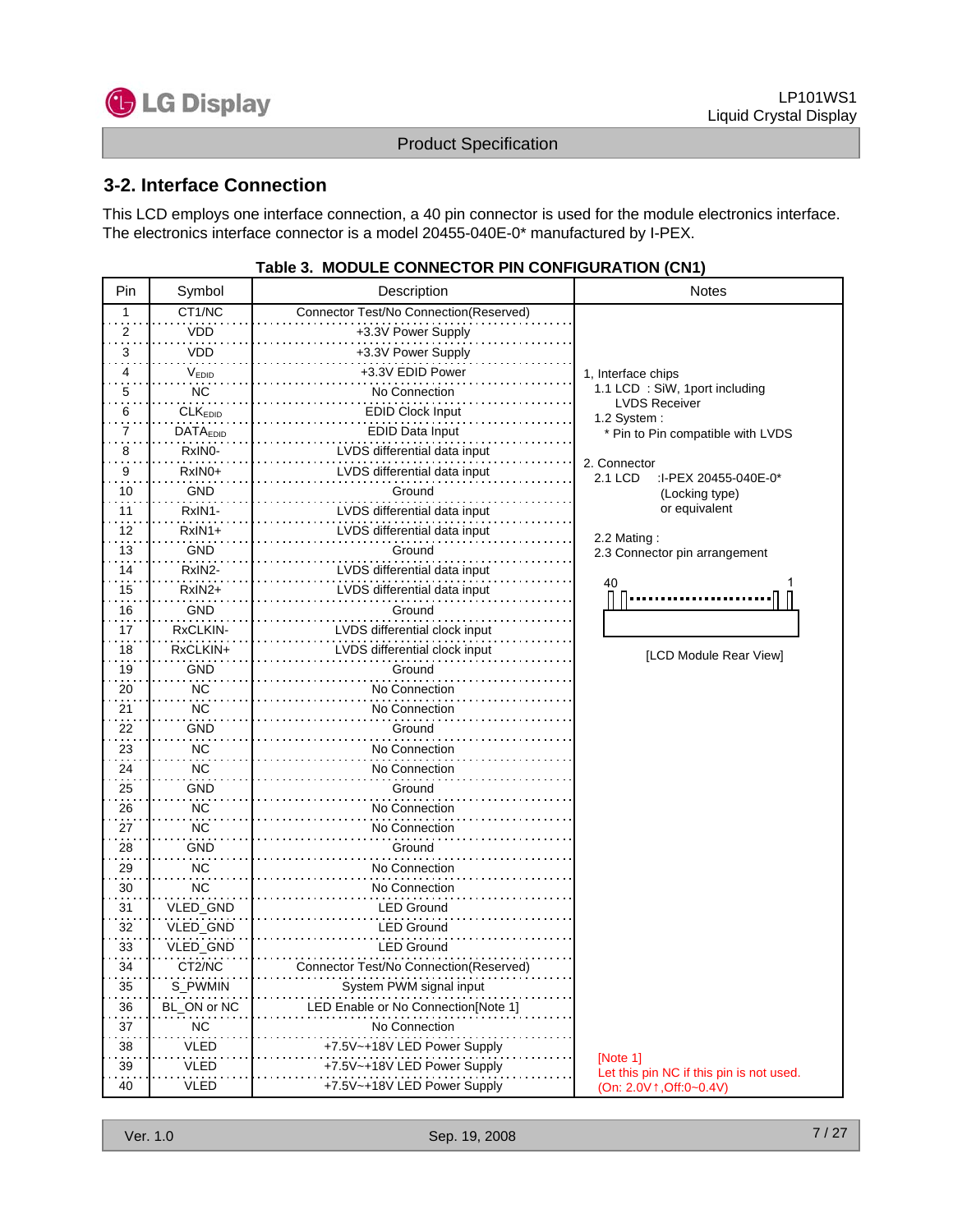## 3-2. Interface Connection

This LCD employs one interface connection, a 40 pin connector is used for the module electronics interface. The electronics interface connector is a model 20455-040E-0* manufactured by I-PEX.

**Table 3. MODULE CONNECTOR PIN CONFIGURATION (CN1)**

| Pin | Symbol | Description | Notes |
|---|---|---|---|
| 1 | CT1/NC | Connector Test/No Connection(Reserved) | |
| 2 | VDD | +3.3V Power Supply | |
| 3 | VDD | +3.3V Power Supply | |
| 4 | $V_{EDID}$ | +3.3V EDID Power | 1, Interface chips |
| 5 | NC | No Connection | 1.1 LCD : SiW, 1port including LVDS Receiver |
| 6 | $CLK_{EDID}$ | EDID Clock Input | 1.2 System : |
| 7 | $DATA_{EDID}$ | EDID Data Input | * Pin to Pin compatible with LVDS |
| 8 | RxIN0- | LVDS differential data input | |
| 9 | RxIN0+ | LVDS differential data input | 2. Connector |
| 10 | GND | Ground | 2.1 LCD :I-PEX 20455-040E-0* (Locking type) or equivalent |
| 11 | RxIN1- | LVDS differential data input | |
| 12 | RxIN1+ | LVDS differential data input | 2.2 Mating : |
| 13 | GND | Ground | 2.3 Connector pin arrangement |
| 14 | RxIN2- | LVDS differential data input | |
| 15 | RxIN2+ | LVDS differential data input | 40 ... 1 |
| 16 | GND | Ground | |
| 17 | RxCLKIN- | LVDS differential clock input | |
| 18 | RxCLKIN+ | LVDS differential clock input | [LCD Module Rear View] |
| 19 | GND | Ground | |
| 20 | NC | No Connection | |
| 21 | NC | No Connection | |
| 22 | GND | Ground | |
| 23 | NC | No Connection | |
| 24 | NC | No Connection | |
| 25 | GND | Ground | |
| 26 | NC | No Connection | |
| 27 | NC | No Connection | |
| 28 | GND | Ground | |
| 29 | NC | No Connection | |
| 30 | NC | No Connection | |
| 31 | VLED_GND | LED Ground | |
| 32 | VLED_GND | LED Ground | |
| 33 | VLED_GND | LED Ground | |
| 34 | CT2/NC | Connector Test/No Connection(Reserved) | |
| 35 | S_PWMIN | System PWM signal input | |
| 36 | BL_ON or NC | LED Enable or No Connection[Note 1] | |
| 37 | NC | No Connection | |
| 38 | VLED | +7.5V~+18V LED Power Supply | |
| 39 | VLED | +7.5V~+18V LED Power Supply | [Note 1] Let this pin NC if this pin is not used. |
| 40 | VLED | +7.5V~+18V LED Power Supply | (On: 2.0V↑,Off:0~0.4V) |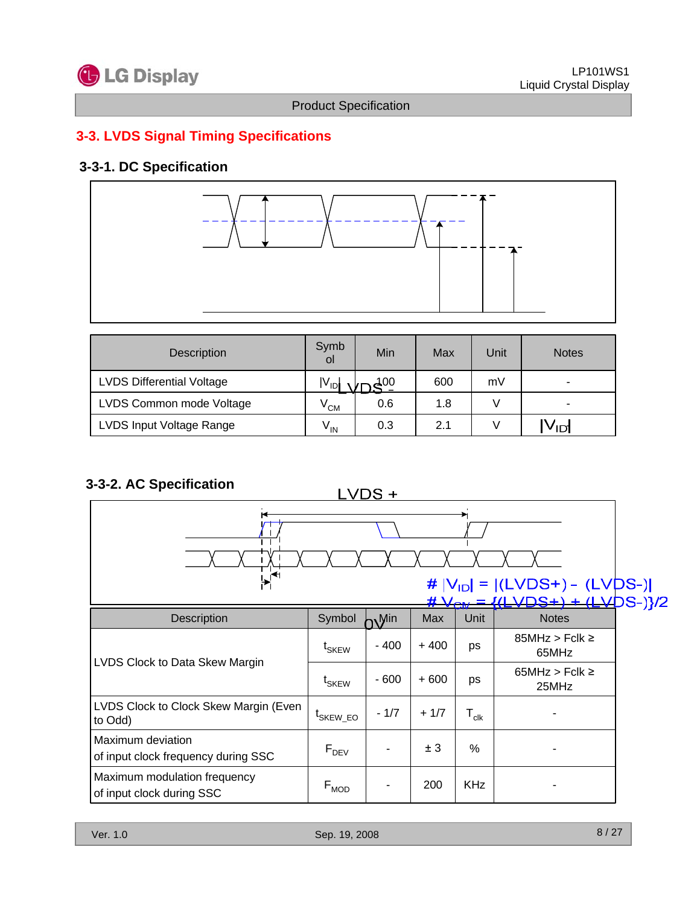## 3-3. LVDS Signal Timing Specifications

### 3-3-1. DC Specification

LVDS +

LVDS -

0V

# $|V_{ID}|$ = |(LVDS+) – (LVDS-)|

# $V_{CM}$ = {(LVDS+) + (LVDS-)}/2

$|V_{ID}|$

| Description | Symbol | Min | Max | Unit | Notes |
|---|---|---|---|---|---|
| LVDS Differential Voltage | $\|V_{ID}\|$ | 100 | 600 | mV | - |
| LVDS Common mode Voltage | $V_{CM}$ | 0.6 | 1.8 | V | - |
| LVDS Input Voltage Range | $V_{IN}$ | 0.3 | 2.1 | V | - |

### 3-3-2. AC Specification

| Description | Symbol | Min | Max | Unit | Notes |
|---|---|---|---|---|---|
| LVDS Clock to Data Skew Margin | $t_{SKEW}$ | - 400 | + 400 | ps | 85MHz > Fclk ≥ 65MHz |
| | $t_{SKEW}$ | - 600 | + 600 | ps | 65MHz > Fclk ≥ 25MHz |
| LVDS Clock to Clock Skew Margin (Even to Odd) | $t_{SKEW\_EO}$ | - 1/7 | + 1/7 | $T_{clk}$ | - |
| Maximum deviation of input clock frequency during SSC | $F_{DEV}$ | - | ± 3 | % | - |
| Maximum modulation frequency of input clock during SSC | $F_{MOD}$ | - | 200 | KHz | - |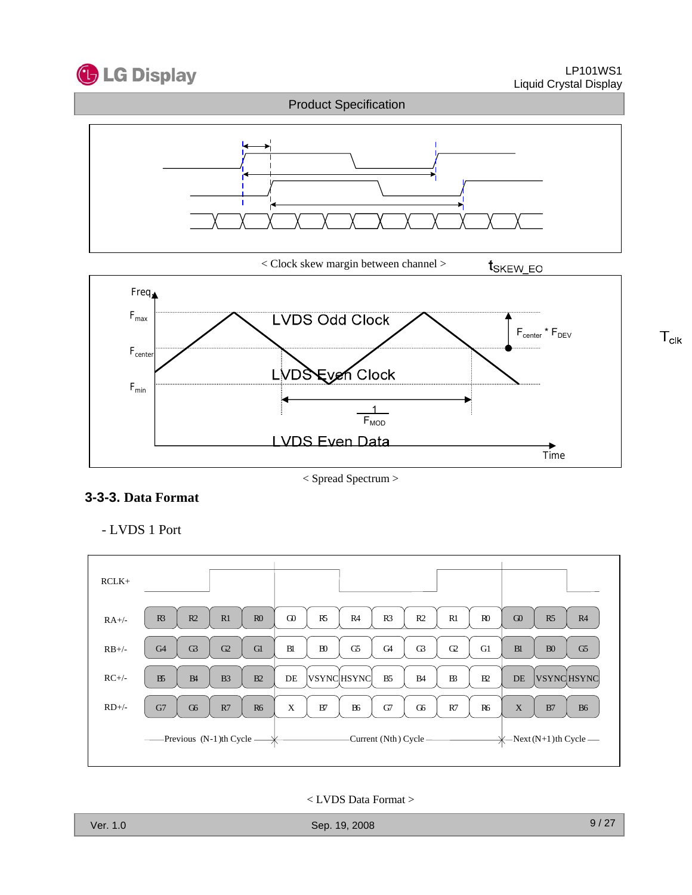< Clock skew margin between channel >

$t_{SKEW\_EO}$

$T_{clk}$

LVDS Odd Clock

LVDS Even Clock

LVDS Even Data

Freq

$F_{max}$

$F_{center}$

$F_{min}$

$F_{center} * F_{DEV}$

$\frac{1}{F_{MOD}}$

Time

< Spread Spectrum >

### 3-3-3. Data Format

- LVDS 1 Port

RCLK+

RA+/- R3 R2 R1 R0 G0 R5 R4 R3 R2 R1 R0 G0 R5 R4

RB+/- G4 G3 G2 G1 B1 B0 G5 G4 G3 G2 G1 B1 B0 G5

RC+/- B5 B4 B3 B2 DE VSYNC HSYNC B5 B4 B3 B2 DE VSYNC HSYNC

RD+/- G7 G6 R7 R6 X B7 B6 G7 G6 R7 R6 X B7 B6

Previous (N-1)th Cycle — Current (Nth) Cycle — Next (N+1)th Cycle

< LVDS Data Format >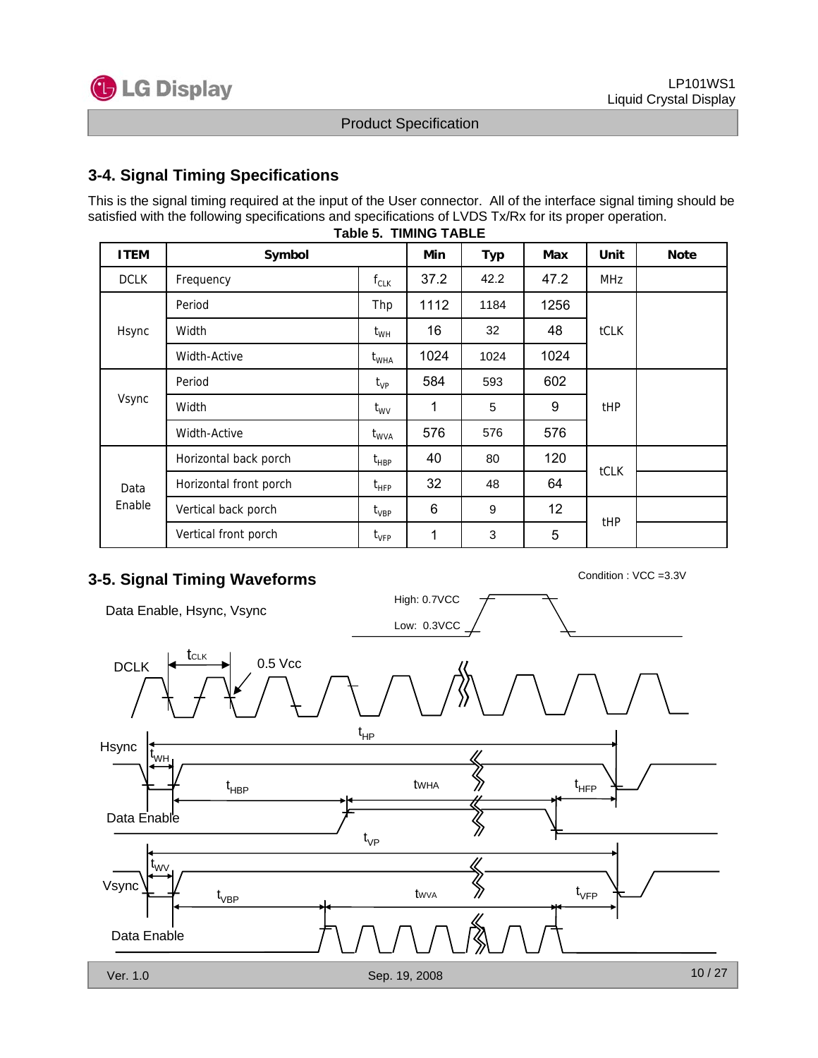## 3-4. Signal Timing Specifications

This is the signal timing required at the input of the User connector. All of the interface signal timing should be satisfied with the following specifications and specifications of LVDS Tx/Rx for its proper operation.

**Table 5. TIMING TABLE**

| ITEM | Symbol | | Min | Typ | Max | Unit | Note |
|---|---|---|---|---|---|---|---|
| DCLK | Frequency | $f_{CLK}$ | 37.2 | 42.2 | 47.2 | MHz | |
| Hsync | Period | Thp | 1112 | 1184 | 1256 | tCLK | |
| | Width | $t_{WH}$ | 16 | 32 | 48 | | |
| | Width-Active | $t_{WHA}$ | 1024 | 1024 | 1024 | | |
| Vsync | Period | $t_{VP}$ | 584 | 593 | 602 | tHP | |
| | Width | $t_{WV}$ | 1 | 5 | 9 | | |
| | Width-Active | $t_{WVA}$ | 576 | 576 | 576 | | |
| Data Enable | Horizontal back porch | $t_{HBP}$ | 40 | 80 | 120 | tCLK | |
| | Horizontal front porch | $t_{HFP}$ | 32 | 48 | 64 | | |
| | Vertical back porch | $t_{VBP}$ | 6 | 9 | 12 | tHP | |
| | Vertical front porch | $t_{VFP}$ | 1 | 3 | 5 | | |

## 3-5. Signal Timing Waveforms

Condition : VCC =3.3V

Data Enable, Hsync, Vsync

High: 0.7VCC

Low: 0.3VCC

DCLK

$t_{CLK}$

0.5 Vcc

Hsync

$t_{HP}$

$t_{WH}$

$t_{HBP}$

tWHA

$t_{HFP}$

Data Enable

$t_{VP}$

$t_{WV}$

Vsync

$t_{VBP}$

tWVA

$t_{VFP}$

Data Enable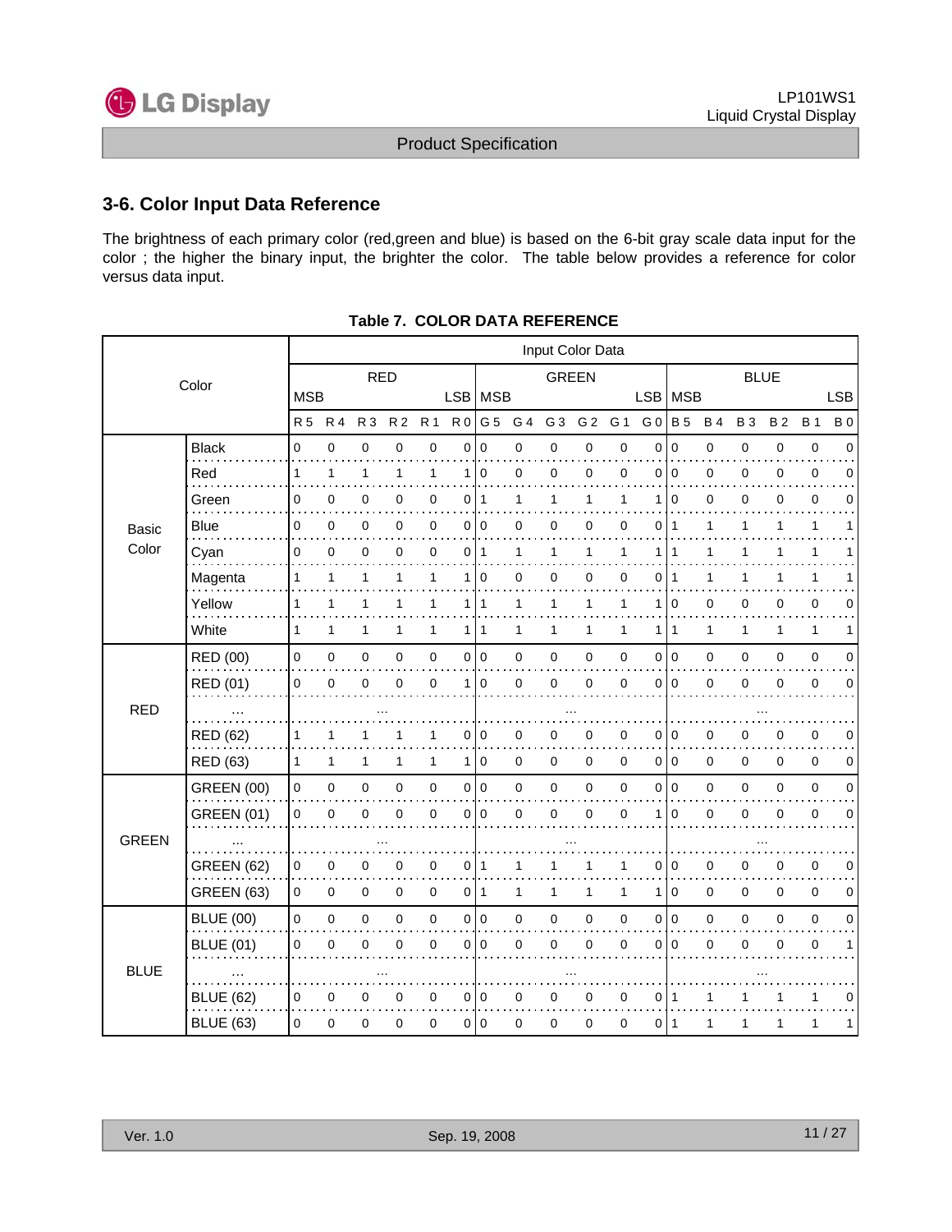## 3-6. Color Input Data Reference

The brightness of each primary color (red,green and blue) is based on the 6-bit gray scale data input for the color ; the higher the binary input, the brighter the color. The table below provides a reference for color versus data input.

**Table 7. COLOR DATA REFERENCE**

| Color | | Input Color Data | | | | | | | | | | | | | | | | | |
|---|---|---|---|---|---|---|---|---|---|---|---|---|---|---|---|---|---|---|---|
| | | RED | | | | | | GREEN | | | | | | BLUE | | | | | |
| | | MSB | | | | | LSB | MSB | | | | | LSB | MSB | | | | | LSB |
| | | R5 | R4 | R3 | R2 | R1 | R0 | G5 | G4 | G3 | G2 | G1 | G0 | B5 | B4 | B3 | B2 | B1 | B0 |
| Basic Color | Black | 0 | 0 | 0 | 0 | 0 | 0 | 0 | 0 | 0 | 0 | 0 | 0 | 0 | 0 | 0 | 0 | 0 | 0 |
| | Red | 1 | 1 | 1 | 1 | 1 | 1 | 0 | 0 | 0 | 0 | 0 | 0 | 0 | 0 | 0 | 0 | 0 | 0 |
| | Green | 0 | 0 | 0 | 0 | 0 | 0 | 1 | 1 | 1 | 1 | 1 | 1 | 0 | 0 | 0 | 0 | 0 | 0 |
| | Blue | 0 | 0 | 0 | 0 | 0 | 0 | 0 | 0 | 0 | 0 | 0 | 0 | 1 | 1 | 1 | 1 | 1 | 1 |
| | Cyan | 0 | 0 | 0 | 0 | 0 | 0 | 1 | 1 | 1 | 1 | 1 | 1 | 1 | 1 | 1 | 1 | 1 | 1 |
| | Magenta | 1 | 1 | 1 | 1 | 1 | 1 | 0 | 0 | 0 | 0 | 0 | 0 | 1 | 1 | 1 | 1 | 1 | 1 |
| | Yellow | 1 | 1 | 1 | 1 | 1 | 1 | 1 | 1 | 1 | 1 | 1 | 1 | 0 | 0 | 0 | 0 | 0 | 0 |
| | White | 1 | 1 | 1 | 1 | 1 | 1 | 1 | 1 | 1 | 1 | 1 | 1 | 1 | 1 | 1 | 1 | 1 | 1 |
| RED | RED (00) | 0 | 0 | 0 | 0 | 0 | 0 | 0 | 0 | 0 | 0 | 0 | 0 | 0 | 0 | 0 | 0 | 0 | 0 |
| | RED (01) | 0 | 0 | 0 | 0 | 0 | 1 | 0 | 0 | 0 | 0 | 0 | 0 | 0 | 0 | 0 | 0 | 0 | 0 |
| | ... | ... | | | | | | ... | | | | | | ... | | | | | |
| | RED (62) | 1 | 1 | 1 | 1 | 1 | 0 | 0 | 0 | 0 | 0 | 0 | 0 | 0 | 0 | 0 | 0 | 0 | 0 |
| | RED (63) | 1 | 1 | 1 | 1 | 1 | 1 | 0 | 0 | 0 | 0 | 0 | 0 | 0 | 0 | 0 | 0 | 0 | 0 |
| GREEN | GREEN (00) | 0 | 0 | 0 | 0 | 0 | 0 | 0 | 0 | 0 | 0 | 0 | 0 | 0 | 0 | 0 | 0 | 0 | 0 |
| | GREEN (01) | 0 | 0 | 0 | 0 | 0 | 0 | 0 | 0 | 0 | 0 | 0 | 1 | 0 | 0 | 0 | 0 | 0 | 0 |
| | ... | ... | | | | | | ... | | | | | | ... | | | | | |
| | GREEN (62) | 0 | 0 | 0 | 0 | 0 | 0 | 1 | 1 | 1 | 1 | 1 | 0 | 0 | 0 | 0 | 0 | 0 | 0 |
| | GREEN (63) | 0 | 0 | 0 | 0 | 0 | 0 | 1 | 1 | 1 | 1 | 1 | 1 | 0 | 0 | 0 | 0 | 0 | 0 |
| BLUE | BLUE (00) | 0 | 0 | 0 | 0 | 0 | 0 | 0 | 0 | 0 | 0 | 0 | 0 | 0 | 0 | 0 | 0 | 0 | 0 |
| | BLUE (01) | 0 | 0 | 0 | 0 | 0 | 0 | 0 | 0 | 0 | 0 | 0 | 0 | 0 | 0 | 0 | 0 | 0 | 1 |
| | ... | ... | | | | | | ... | | | | | | ... | | | | | |
| | BLUE (62) | 0 | 0 | 0 | 0 | 0 | 0 | 0 | 0 | 0 | 0 | 0 | 0 | 1 | 1 | 1 | 1 | 1 | 0 |
| | BLUE (63) | 0 | 0 | 0 | 0 | 0 | 0 | 0 | 0 | 0 | 0 | 0 | 0 | 1 | 1 | 1 | 1 | 1 | 1 |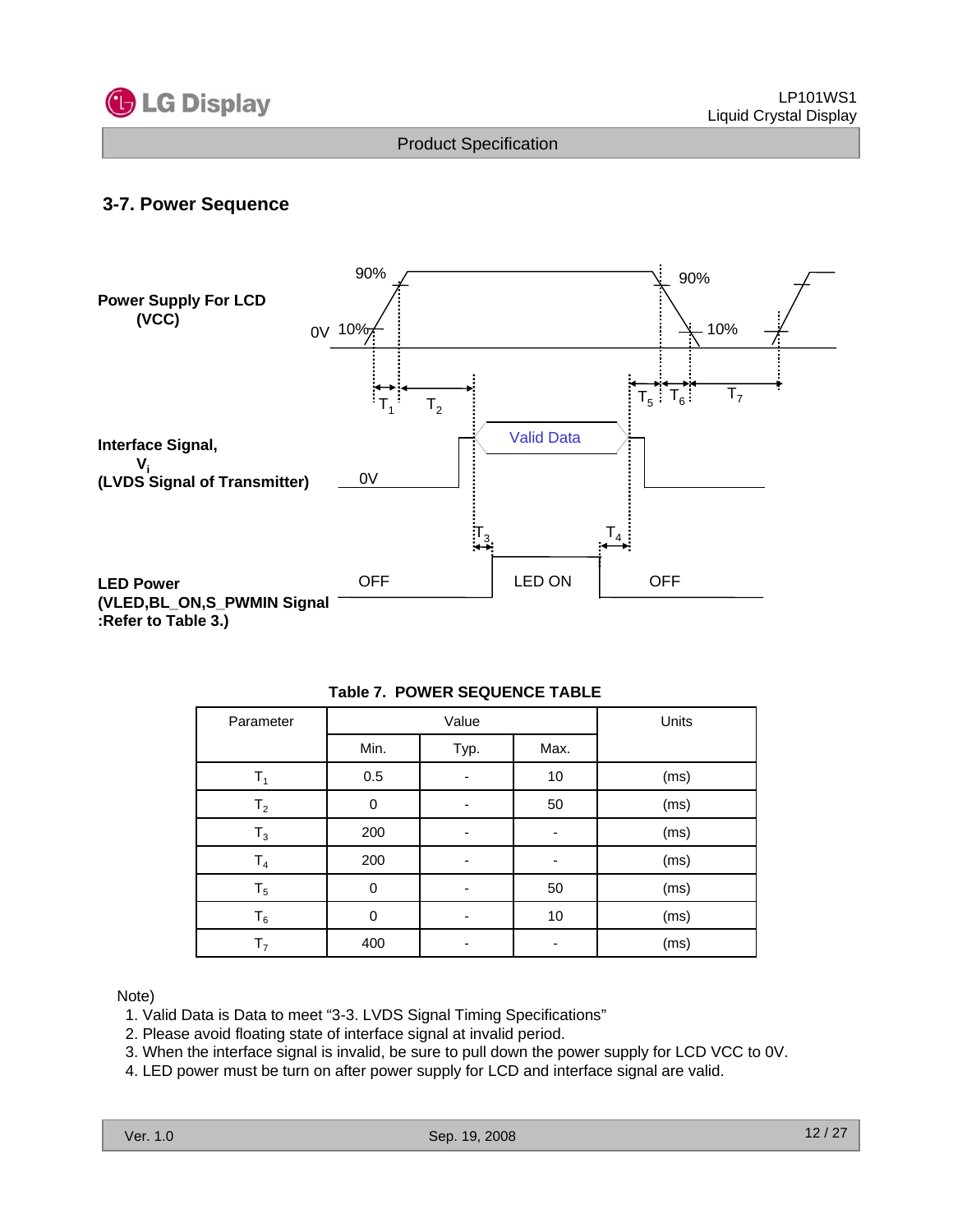## 3-7. Power Sequence

Power Supply For LCD (VCC)

90%

0V 10%

90%

10%

$T_1$ $T_2$ $T_5$ $T_6$ $T_7$

Interface Signal, $V_i$ (LVDS Signal of Transmitter)

0V

Valid Data

$T_3$ $T_4$

LED Power (VLED,BL_ON,S_PWMIN Signal :Refer to Table 3.)

OFF

LED ON

OFF

**Table 7. POWER SEQUENCE TABLE**

| Parameter | Value | | | Units |
|---|---|---|---|---|
| | Min. | Typ. | Max. | |
| $T_1$ | 0.5 | - | 10 | (ms) |
| $T_2$ | 0 | - | 50 | (ms) |
| $T_3$ | 200 | - | - | (ms) |
| $T_4$ | 200 | - | - | (ms) |
| $T_5$ | 0 | - | 50 | (ms) |
| $T_6$ | 0 | - | 10 | (ms) |
| $T_7$ | 400 | - | - | (ms) |

Note)

1. Valid Data is Data to meet “3-3. LVDS Signal Timing Specifications”
2. Please avoid floating state of interface signal at invalid period.
3. When the interface signal is invalid, be sure to pull down the power supply for LCD VCC to 0V.
4. LED power must be turn on after power supply for LCD and interface signal are valid.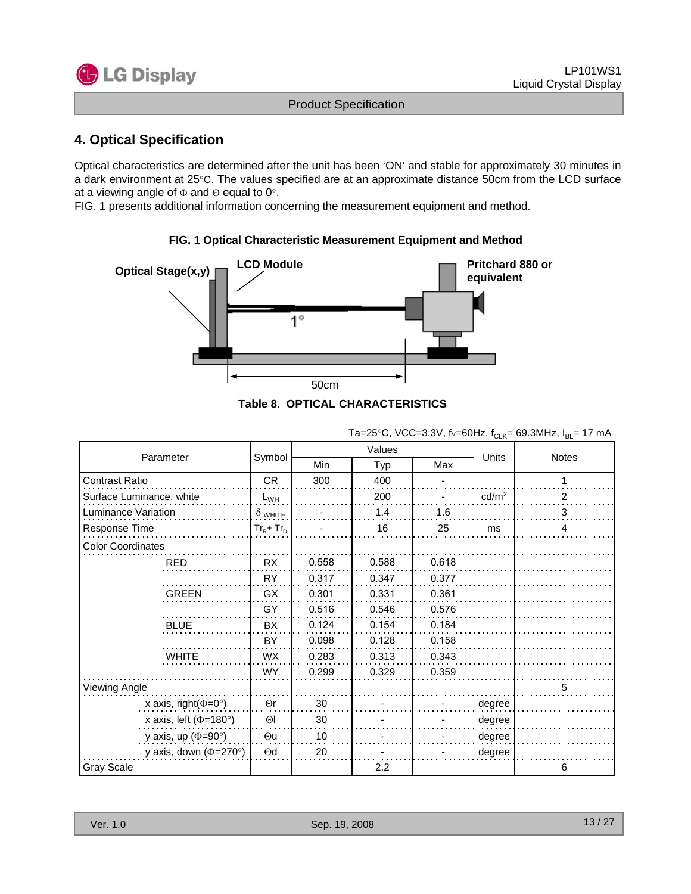## 4. Optical Specification

Optical characteristics are determined after the unit has been 'ON' and stable for approximately 30 minutes in a dark environment at 25°C. The values specified are at an approximate distance 50cm from the LCD surface at a viewing angle of Φ and Θ equal to 0°.

FIG. 1 presents additional information concerning the measurement equipment and method.

**FIG. 1 Optical Characteristic Measurement Equipment and Method**

Optical Stage(x,y)

LCD Module

Pritchard 880 or equivalent

1°

50cm

**Table 8. OPTICAL CHARACTERISTICS**

Ta=25°C, VCC=3.3V, fv=60Hz, $f_{CLK}$= 69.3MHz, $I_{BL}$= 17 mA

| Parameter | | Symbol | Values | | | Units | Notes |
|---|---|---|---|---|---|---|---|
| | | | Min | Typ | Max | | |
| Contrast Ratio | | CR | 300 | 400 | - | | 1 |
| Surface Luminance, white | | $L_{WH}$ | | 200 | - | cd/m² | 2 |
| Luminance Variation | | $\delta_{WHITE}$ | - | 1.4 | 1.6 | | 3 |
| Response Time | | $Tr_R + Tr_D$ | - | 16 | 25 | ms | 4 |
| Color Coordinates | | | | | | | |
| | RED | RX | 0.558 | 0.588 | 0.618 | | |
| | | RY | 0.317 | 0.347 | 0.377 | | |
| | GREEN | GX | 0.301 | 0.331 | 0.361 | | |
| | | GY | 0.516 | 0.546 | 0.576 | | |
| | BLUE | BX | 0.124 | 0.154 | 0.184 | | |
| | | BY | 0.098 | 0.128 | 0.158 | | |
| | WHITE | WX | 0.283 | 0.313 | 0.343 | | |
| | | WY | 0.299 | 0.329 | 0.359 | | |
| Viewing Angle | | | | | | | 5 |
| | x axis, right(Φ=0°) | Θr | 30 | - | - | degree | |
| | x axis, left (Φ=180°) | Θl | 30 | - | - | degree | |
| | y axis, up (Φ=90°) | Θu | 10 | - | - | degree | |
| | y axis, down (Φ=270°) | Θd | 20 | - | - | degree | |
| Gray Scale | | | | 2.2 | | | 6 |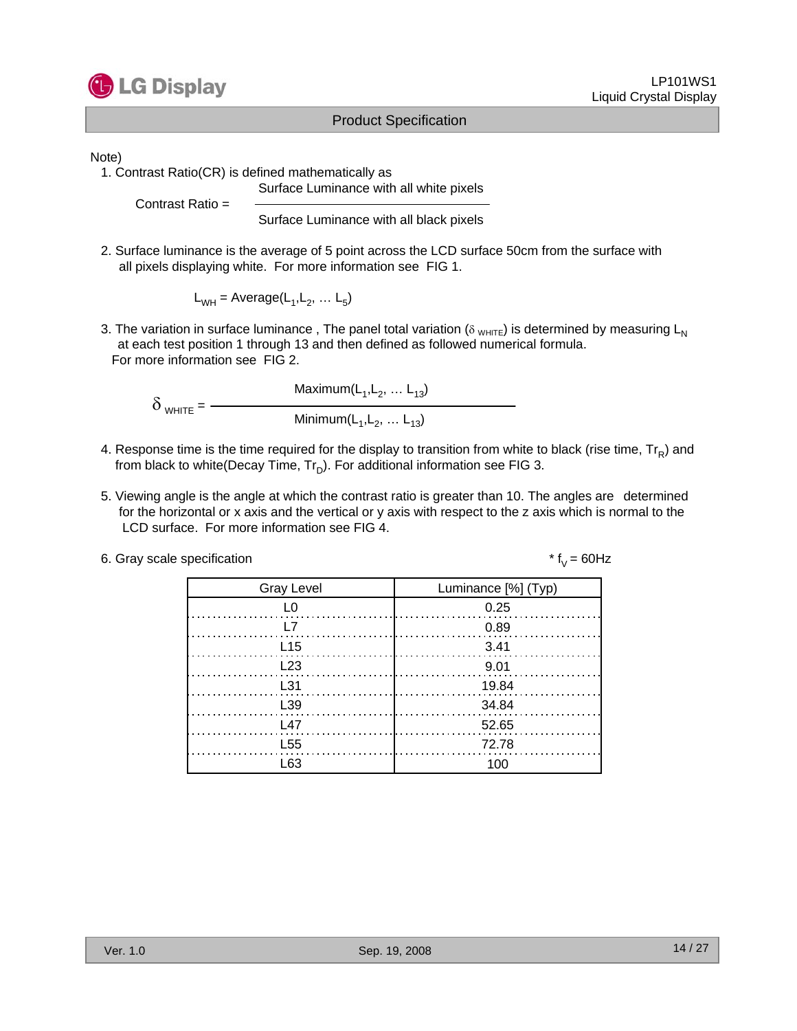Note)

1. Contrast Ratio(CR) is defined mathematically as

$$\text{Contrast Ratio} = \frac{\text{Surface Luminance with all white pixels}}{\text{Surface Luminance with all black pixels}}$$

2. Surface luminance is the average of 5 point across the LCD surface 50cm from the surface with all pixels displaying white. For more information see FIG 1.

$$L_{WH} = \text{Average}(L_1, L_2, \ldots L_5)$$

3. The variation in surface luminance , The panel total variation ($\delta_{WHITE}$) is determined by measuring $L_N$ at each test position 1 through 13 and then defined as followed numerical formula. For more information see FIG 2.

$$\delta_{WHITE} = \frac{\text{Maximum}(L_1, L_2, \ldots L_{13})}{\text{Minimum}(L_1, L_2, \ldots L_{13})}$$

4. Response time is the time required for the display to transition from white to black (rise time, $Tr_R$) and from black to white(Decay Time, $Tr_D$). For additional information see FIG 3.

5. Viewing angle is the angle at which the contrast ratio is greater than 10. The angles are determined for the horizontal or x axis and the vertical or y axis with respect to the z axis which is normal to the LCD surface. For more information see FIG 4.

6. Gray scale specification

\* $f_V$ = 60Hz

| Gray Level | Luminance [%] (Typ) |
|---|---|
| L0 | 0.25 |
| L7 | 0.89 |
| L15 | 3.41 |
| L23 | 9.01 |
| L31 | 19.84 |
| L39 | 34.84 |
| L47 | 52.65 |
| L55 | 72.78 |
| L63 | 100 |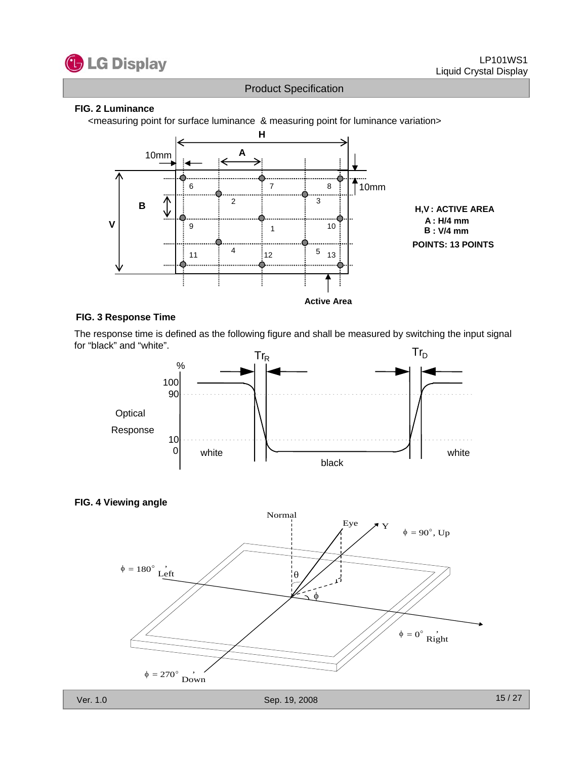**FIG. 2 Luminance**

<measuring point for surface luminance & measuring point for luminance variation>

H

A

10mm

10mm

B

V

6 7 8

2 3

9 1 10

4 5

11 12 13

Active Area

**H,V : ACTIVE AREA**

**A : H/4 mm**

**B : V/4 mm**

**POINTS: 13 POINTS**

**FIG. 3 Response Time**

The response time is defined as the following figure and shall be measured by switching the input signal for "black" and "white".

$Tr_R$

$Tr_D$

%

100

90

Optical Response

10

0

white

black

white

**FIG. 4 Viewing angle**

Normal

Eye

Y

$\phi$ = 90°, Up

$\phi$ = 180°, Left

$\theta$

$\phi$

$\phi$ = 0°, Right

$\phi$ = 270°, Down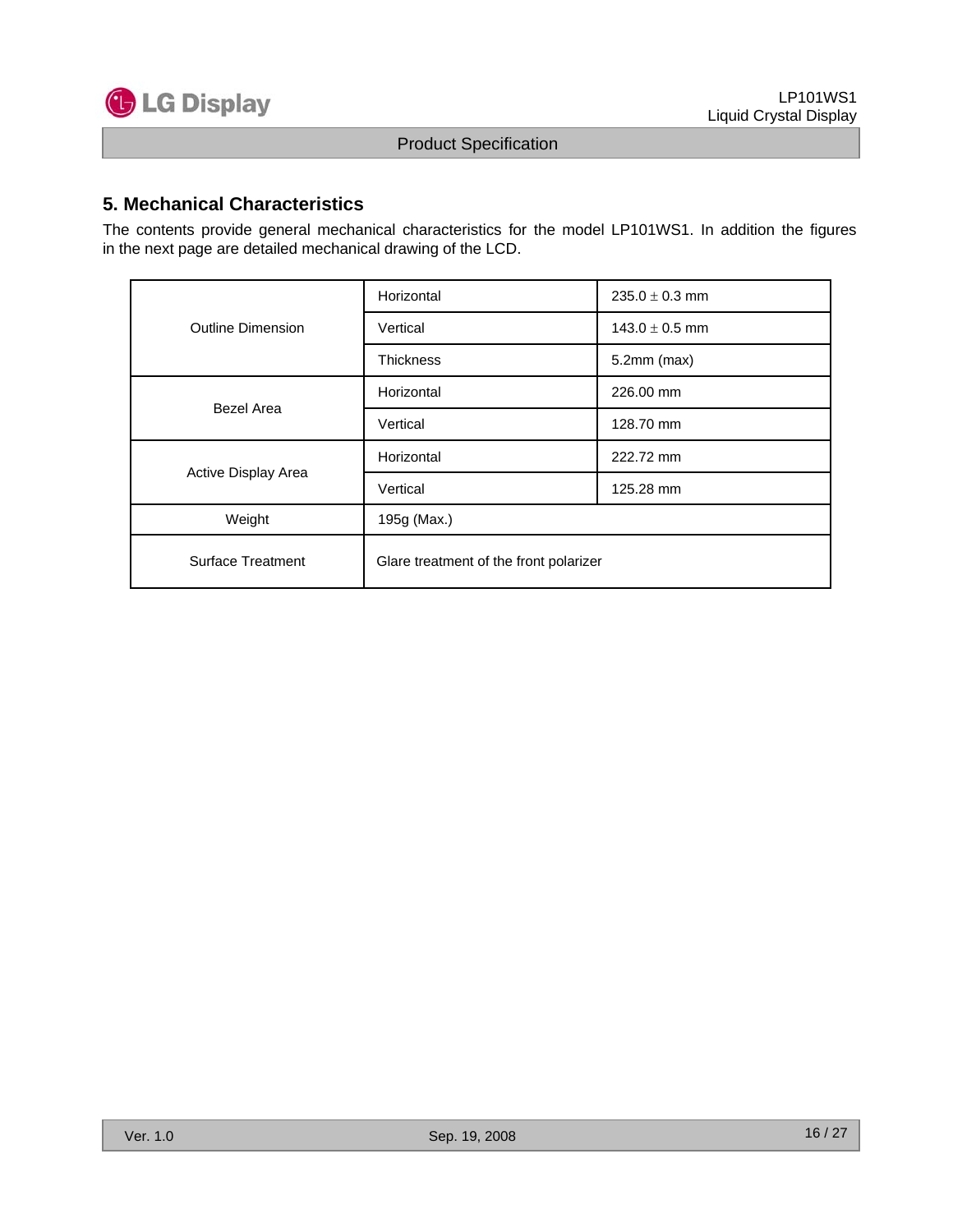## 5. Mechanical Characteristics

The contents provide general mechanical characteristics for the model LP101WS1. In addition the figures in the next page are detailed mechanical drawing of the LCD.

| | | |
|---|---|---|
| Outline Dimension | Horizontal | 235.0 ± 0.3 mm |
| | Vertical | 143.0 ± 0.5 mm |
| | Thickness | 5.2mm (max) |
| Bezel Area | Horizontal | 226.00 mm |
| | Vertical | 128.70 mm |
| Active Display Area | Horizontal | 222.72 mm |
| | Vertical | 125.28 mm |
| Weight | 195g (Max.) | |
| Surface Treatment | Glare treatment of the front polarizer | |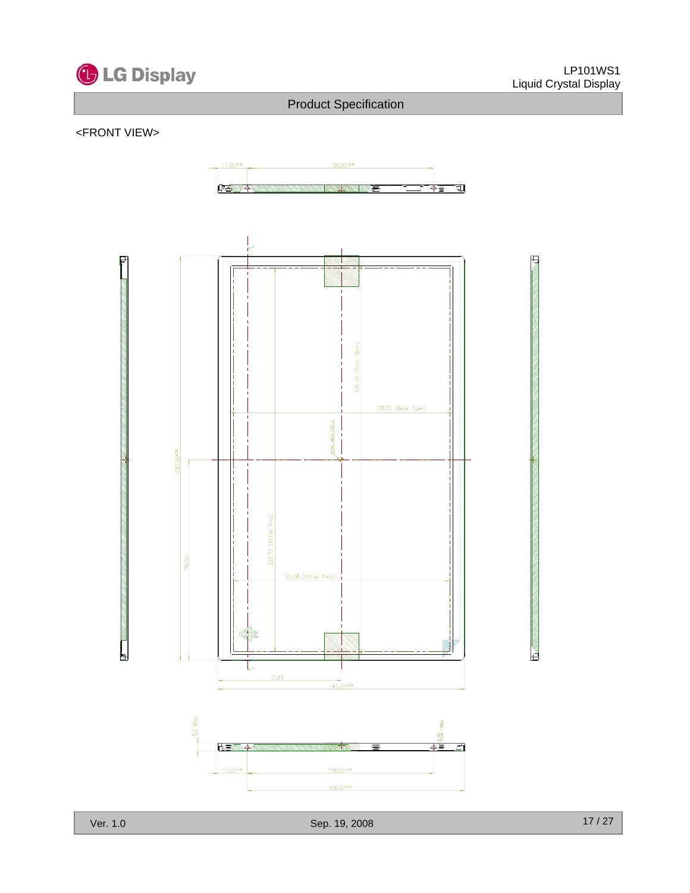<FRONT VIEW>

17.00±0.30
108.00±0.30

226.00 (Bezel Open)
128.70 (Bezel Open)
ACTIVE AREA CENTER
235.00±0.30
222.72 (Active Area)
116.50
125.28 (Active Area)
71.65
143.00±0.30

5.2 Max
17.00±0.30
108.00±0.30
126.00±0.30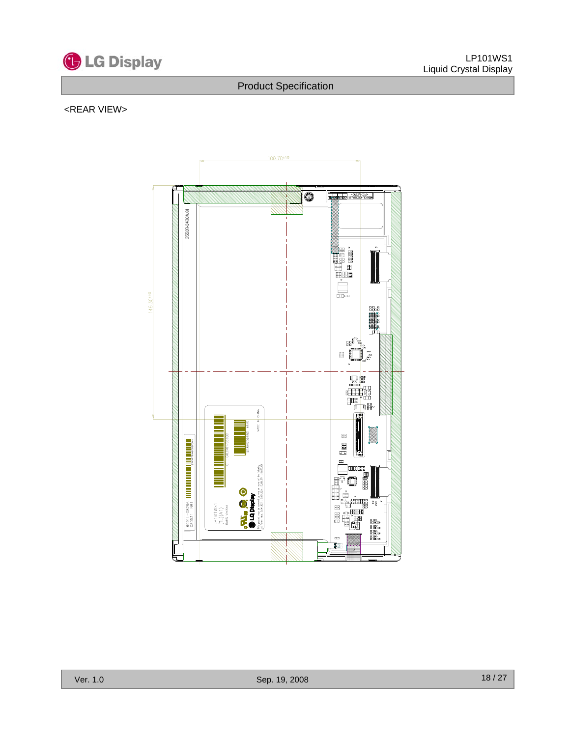<REAR VIEW>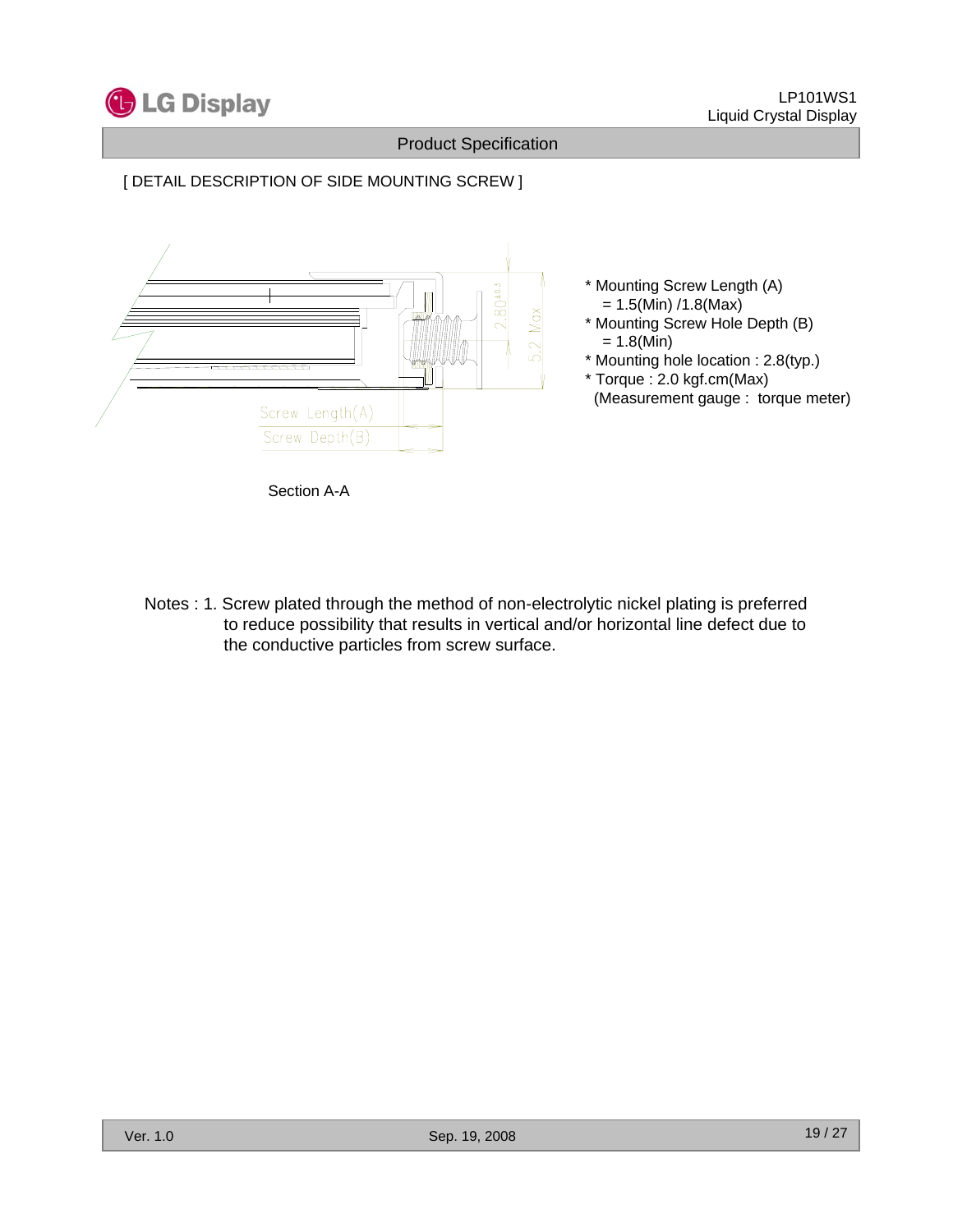[ DETAIL DESCRIPTION OF SIDE MOUNTING SCREW ]

Screw Length(A)

Screw Depth(B)

2.80±0.3

5.2 Max

Section A-A

* Mounting Screw Length (A)
  = 1.5(Min) /1.8(Max)
* Mounting Screw Hole Depth (B)
  = 1.8(Min)
* Mounting hole location : 2.8(typ.)
* Torque : 2.0 kgf.cm(Max)
  (Measurement gauge : torque meter)

Notes : 1. Screw plated through the method of non-electrolytic nickel plating is preferred to reduce possibility that results in vertical and/or horizontal line defect due to the conductive particles from screw surface.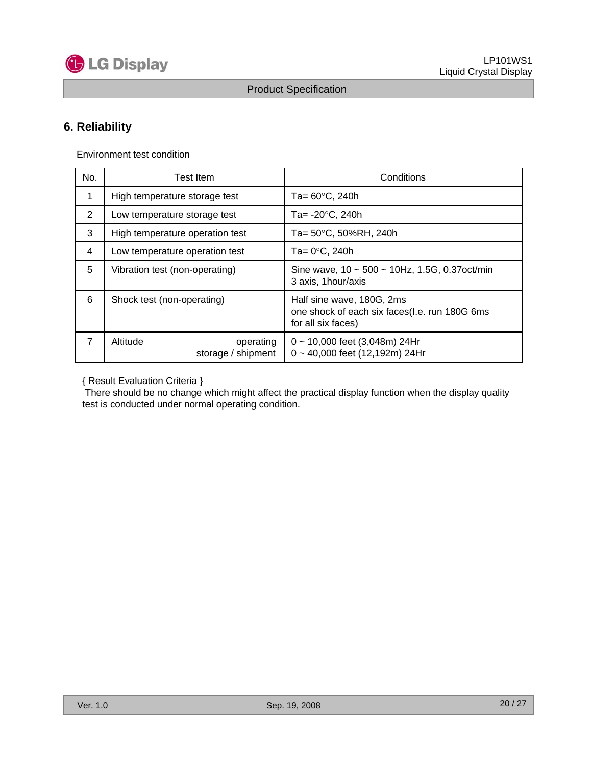## 6. Reliability

Environment test condition

| No. | Test Item | Conditions |
|---|---|---|
| 1 | High temperature storage test | Ta= 60°C, 240h |
| 2 | Low temperature storage test | Ta= -20°C, 240h |
| 3 | High temperature operation test | Ta= 50°C, 50%RH, 240h |
| 4 | Low temperature operation test | Ta= 0°C, 240h |
| 5 | Vibration test (non-operating) | Sine wave, 10 ~ 500 ~ 10Hz, 1.5G, 0.37oct/min<br>3 axis, 1hour/axis |
| 6 | Shock test (non-operating) | Half sine wave, 180G, 2ms<br>one shock of each six faces(I.e. run 180G 6ms for all six faces) |
| 7 | Altitude operating<br>storage / shipment | 0 ~ 10,000 feet (3,048m) 24Hr<br>0 ~ 40,000 feet (12,192m) 24Hr |

{ Result Evaluation Criteria }

There should be no change which might affect the practical display function when the display quality test is conducted under normal operating condition.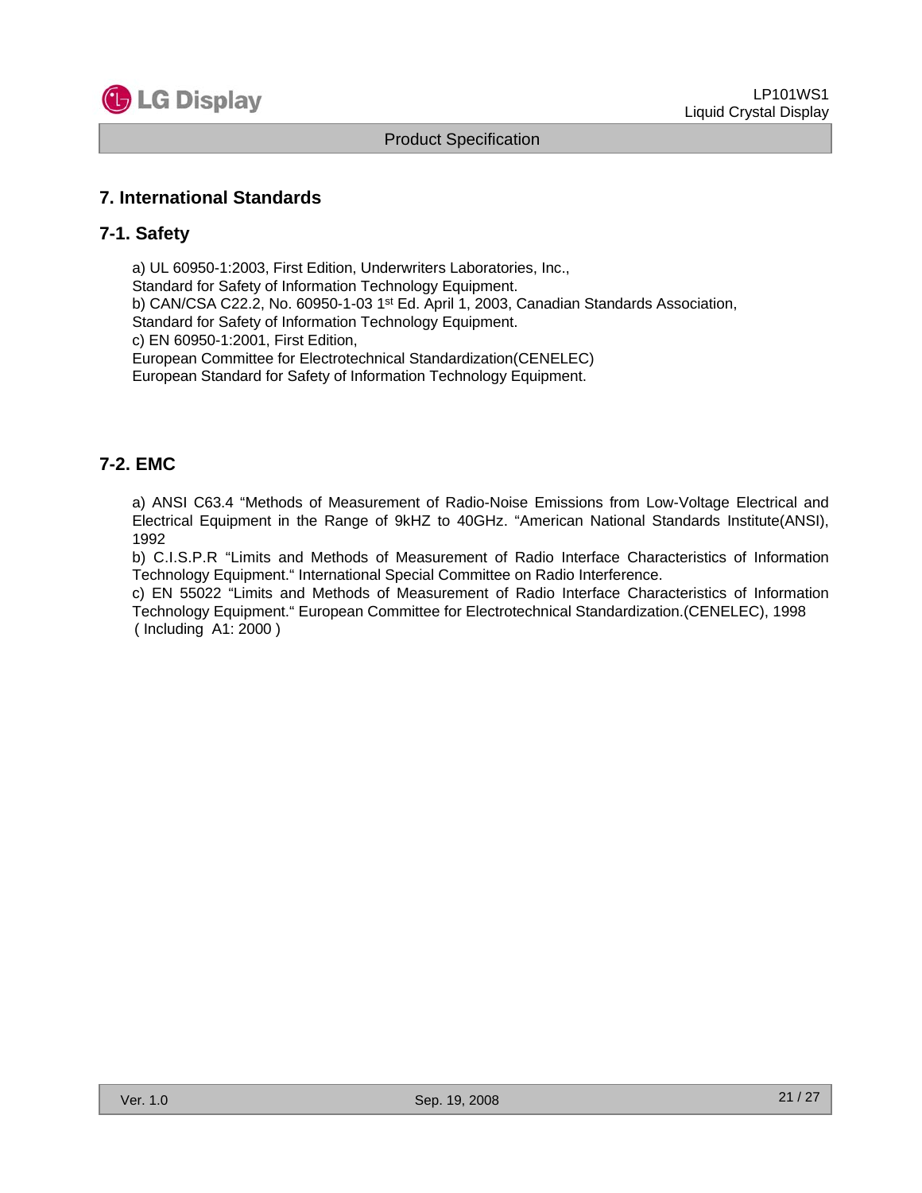## 7. International Standards

### 7-1. Safety

a) UL 60950-1:2003, First Edition, Underwriters Laboratories, Inc.,
Standard for Safety of Information Technology Equipment.
b) CAN/CSA C22.2, No. 60950-1-03 1st Ed. April 1, 2003, Canadian Standards Association,
Standard for Safety of Information Technology Equipment.
c) EN 60950-1:2001, First Edition,
European Committee for Electrotechnical Standardization(CENELEC)
European Standard for Safety of Information Technology Equipment.

### 7-2. EMC

a) ANSI C63.4 "Methods of Measurement of Radio-Noise Emissions from Low-Voltage Electrical and Electrical Equipment in the Range of 9kHZ to 40GHz. "American National Standards Institute(ANSI), 1992
b) C.I.S.P.R "Limits and Methods of Measurement of Radio Interface Characteristics of Information Technology Equipment." International Special Committee on Radio Interference.
c) EN 55022 "Limits and Methods of Measurement of Radio Interface Characteristics of Information Technology Equipment." European Committee for Electrotechnical Standardization.(CENELEC), 1998 ( Including A1: 2000 )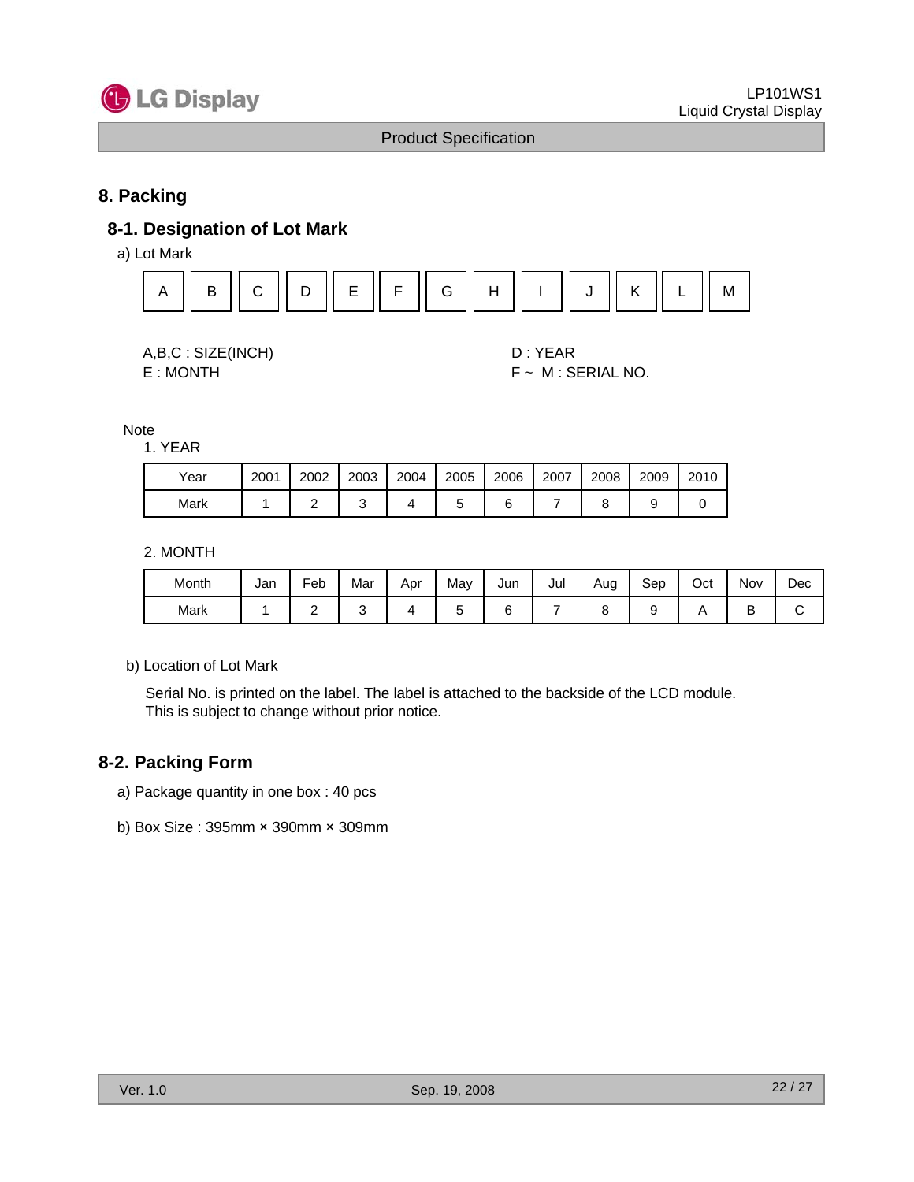## 8. Packing

### 8-1. Designation of Lot Mark

a) Lot Mark

| | | | | | | | | | | | | |
|---|---|---|---|---|---|---|---|---|---|---|---|---|
| A | B | C | D | E | F | G | H | I | J | K | L | M |

A,B,C : SIZE(INCH)
E : MONTH

D : YEAR
F ~ M : SERIAL NO.

Note

1. YEAR

| Year | 2001 | 2002 | 2003 | 2004 | 2005 | 2006 | 2007 | 2008 | 2009 | 2010 |
|---|---|---|---|---|---|---|---|---|---|---|
| Mark | 1 | 2 | 3 | 4 | 5 | 6 | 7 | 8 | 9 | 0 |

2. MONTH

| Month | Jan | Feb | Mar | Apr | May | Jun | Jul | Aug | Sep | Oct | Nov | Dec |
|---|---|---|---|---|---|---|---|---|---|---|---|---|
| Mark | 1 | 2 | 3 | 4 | 5 | 6 | 7 | 8 | 9 | A | B | C |

b) Location of Lot Mark

Serial No. is printed on the label. The label is attached to the backside of the LCD module.
This is subject to change without prior notice.

### 8-2. Packing Form

a) Package quantity in one box : 40 pcs

b) Box Size : 395mm × 390mm × 309mm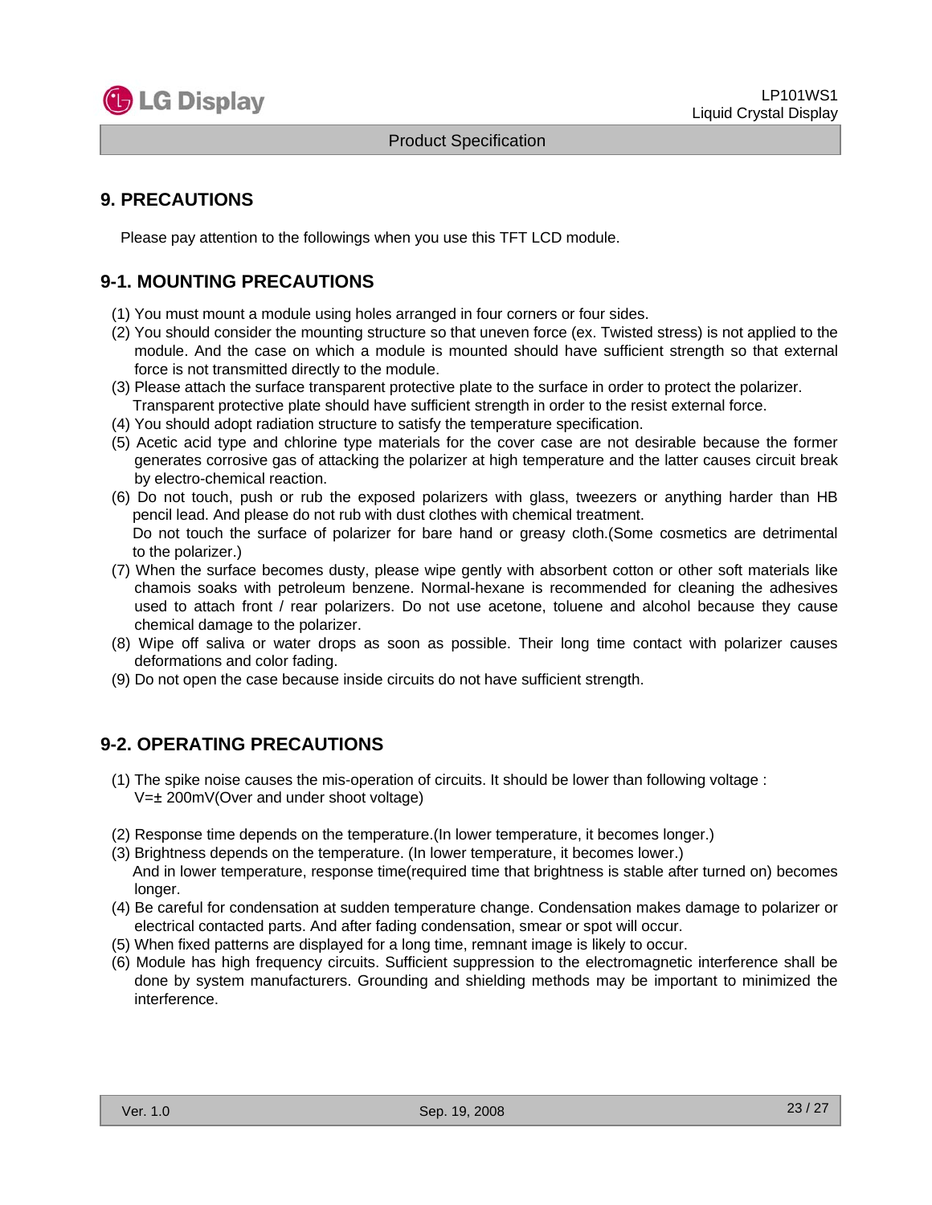## 9. PRECAUTIONS

Please pay attention to the followings when you use this TFT LCD module.

### 9-1. MOUNTING PRECAUTIONS

(1) You must mount a module using holes arranged in four corners or four sides.
(2) You should consider the mounting structure so that uneven force (ex. Twisted stress) is not applied to the module. And the case on which a module is mounted should have sufficient strength so that external force is not transmitted directly to the module.
(3) Please attach the surface transparent protective plate to the surface in order to protect the polarizer. Transparent protective plate should have sufficient strength in order to the resist external force.
(4) You should adopt radiation structure to satisfy the temperature specification.
(5) Acetic acid type and chlorine type materials for the cover case are not desirable because the former generates corrosive gas of attacking the polarizer at high temperature and the latter causes circuit break by electro-chemical reaction.
(6) Do not touch, push or rub the exposed polarizers with glass, tweezers or anything harder than HB pencil lead. And please do not rub with dust clothes with chemical treatment.
Do not touch the surface of polarizer for bare hand or greasy cloth.(Some cosmetics are detrimental to the polarizer.)
(7) When the surface becomes dusty, please wipe gently with absorbent cotton or other soft materials like chamois soaks with petroleum benzene. Normal-hexane is recommended for cleaning the adhesives used to attach front / rear polarizers. Do not use acetone, toluene and alcohol because they cause chemical damage to the polarizer.
(8) Wipe off saliva or water drops as soon as possible. Their long time contact with polarizer causes deformations and color fading.
(9) Do not open the case because inside circuits do not have sufficient strength.

### 9-2. OPERATING PRECAUTIONS

(1) The spike noise causes the mis-operation of circuits. It should be lower than following voltage :
V=± 200mV(Over and under shoot voltage)

(2) Response time depends on the temperature.(In lower temperature, it becomes longer.)
(3) Brightness depends on the temperature. (In lower temperature, it becomes lower.)
And in lower temperature, response time(required time that brightness is stable after turned on) becomes longer.
(4) Be careful for condensation at sudden temperature change. Condensation makes damage to polarizer or electrical contacted parts. And after fading condensation, smear or spot will occur.
(5) When fixed patterns are displayed for a long time, remnant image is likely to occur.
(6) Module has high frequency circuits. Sufficient suppression to the electromagnetic interference shall be done by system manufacturers. Grounding and shielding methods may be important to minimized the interference.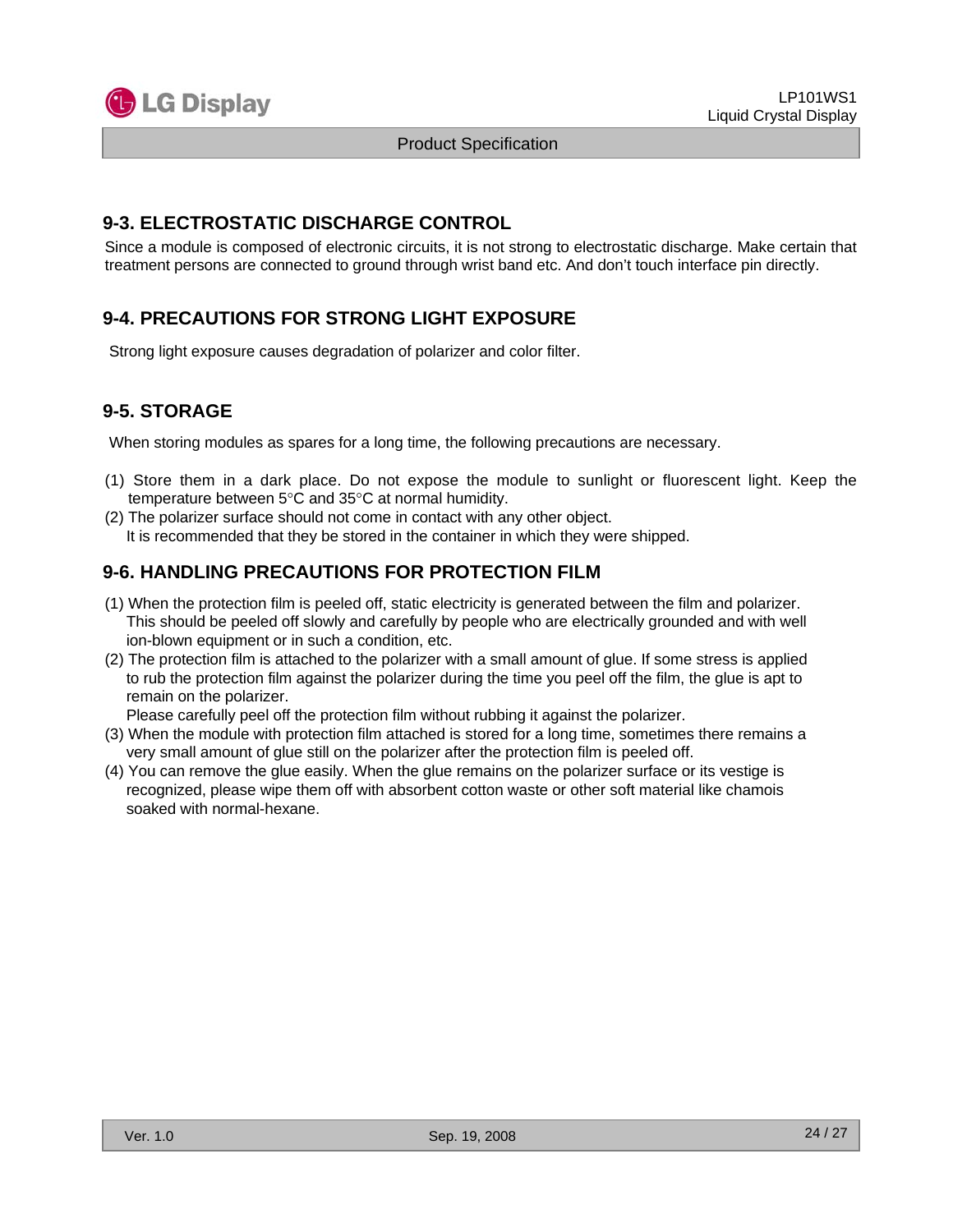## 9-3. ELECTROSTATIC DISCHARGE CONTROL

Since a module is composed of electronic circuits, it is not strong to electrostatic discharge. Make certain that treatment persons are connected to ground through wrist band etc. And don't touch interface pin directly.

## 9-4. PRECAUTIONS FOR STRONG LIGHT EXPOSURE

Strong light exposure causes degradation of polarizer and color filter.

## 9-5. STORAGE

When storing modules as spares for a long time, the following precautions are necessary.

(1) Store them in a dark place. Do not expose the module to sunlight or fluorescent light. Keep the temperature between 5°C and 35°C at normal humidity.
(2) The polarizer surface should not come in contact with any other object.
It is recommended that they be stored in the container in which they were shipped.

## 9-6. HANDLING PRECAUTIONS FOR PROTECTION FILM

(1) When the protection film is peeled off, static electricity is generated between the film and polarizer. This should be peeled off slowly and carefully by people who are electrically grounded and with well ion-blown equipment or in such a condition, etc.
(2) The protection film is attached to the polarizer with a small amount of glue. If some stress is applied to rub the protection film against the polarizer during the time you peel off the film, the glue is apt to remain on the polarizer.
Please carefully peel off the protection film without rubbing it against the polarizer.
(3) When the module with protection film attached is stored for a long time, sometimes there remains a very small amount of glue still on the polarizer after the protection film is peeled off.
(4) You can remove the glue easily. When the glue remains on the polarizer surface or its vestige is recognized, please wipe them off with absorbent cotton waste or other soft material like chamois soaked with normal-hexane.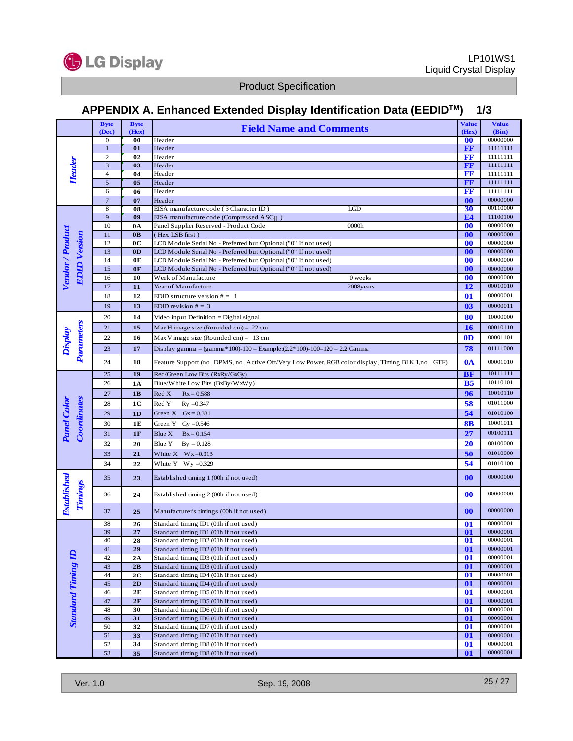## APPENDIX A. Enhanced Extended Display Identification Data (EEDID$^{TM}$) 1/3

| | Byte (Dec) | Byte (Hex) | Field Name and Comments | | Value (Hex) | Value (Bin) |
|---|---|---|---|---|---|---|
| Header | 0 | 00 | Header | | 00 | 00000000 |
| | 1 | 01 | Header | | FF | 11111111 |
| | 2 | 02 | Header | | FF | 11111111 |
| | 3 | 03 | Header | | FF | 11111111 |
| | 4 | 04 | Header | | FF | 11111111 |
| | 5 | 05 | Header | | FF | 11111111 |
| | 6 | 06 | Header | | FF | 11111111 |
| | 7 | 07 | Header | | 00 | 00000000 |
| Vendor / Product EDID Version | 8 | 08 | EISA manufacture code ( 3 Character ID ) | LGD | 30 | 00110000 |
| | 9 | 09 | EISA manufacture code (Compressed ASCII ) | | E4 | 11100100 |
| | 10 | 0A | Panel Supplier Reserved - Product Code | 0000h | 00 | 00000000 |
| | 11 | 0B | ( Hex. LSB first ) | | 00 | 00000000 |
| | 12 | 0C | LCD Module Serial No - Preferred but Optional ("0" If not used) | | 00 | 00000000 |
| | 13 | 0D | LCD Module Serial No - Preferred but Optional ("0" If not used) | | 00 | 00000000 |
| | 14 | 0E | LCD Module Serial No - Preferred but Optional ("0" If not used) | | 00 | 00000000 |
| | 15 | 0F | LCD Module Serial No - Preferred but Optional ("0" If not used) | | 00 | 00000000 |
| | 16 | 10 | Week of Manufacture | 0 weeks | 00 | 00000000 |
| | 17 | 11 | Year of Manufacture | 2008years | 12 | 00010010 |
| | 18 | 12 | EDID structure version # = 1 | | 01 | 00000001 |
| | 19 | 13 | EDID revision # = 3 | | 03 | 00000011 |
| Display Parameters | 20 | 14 | Video input Definition = Digital signal | | 80 | 10000000 |
| | 21 | 15 | Max H image size (Rounded cm) = 22 cm | | 16 | 00010110 |
| | 22 | 16 | Max V image size (Rounded cm) = 13 cm | | 0D | 00001101 |
| | 23 | 17 | Display gamma = (gamma*100)-100 = Example:(2.2*100)-100=120 = 2.2 Gamma | | 78 | 01111000 |
| | 24 | 18 | Feature Support (no_DPMS, no_Active Off/Very Low Power, RGB color display, Timing BLK 1,no_ GTF) | | 0A | 00001010 |
| Panel Color Coordinates | 25 | 19 | Red/Green Low Bits (RxRy/GxGy) | | BF | 10111111 |
| | 26 | 1A | Blue/White Low Bits (BxBy/WxWy) | | B5 | 10110101 |
| | 27 | 1B | Red X Rx = 0.588 | | 96 | 10010110 |
| | 28 | 1C | Red Y Ry =0.347 | | 58 | 01011000 |
| | 29 | 1D | Green X Gx = 0.331 | | 54 | 01010100 |
| | 30 | 1E | Green Y Gy =0.546 | | 8B | 10001011 |
| | 31 | 1F | Blue X Bx = 0.154 | | 27 | 00100111 |
| | 32 | 20 | Blue Y By = 0.128 | | 20 | 00100000 |
| | 33 | 21 | White X Wx =0.313 | | 50 | 01010000 |
| | 34 | 22 | White Y Wy =0.329 | | 54 | 01010100 |
| Established Timings | 35 | 23 | Established timing 1 (00h if not used) | | 00 | 00000000 |
| | 36 | 24 | Established timing 2 (00h if not used) | | 00 | 00000000 |
| | 37 | 25 | Manufacturer's timings (00h if not used) | | 00 | 00000000 |
| Standard Timing ID | 38 | 26 | Standard timing ID1 (01h if not used) | | 01 | 00000001 |
| | 39 | 27 | Standard timing ID1 (01h if not used) | | 01 | 00000001 |
| | 40 | 28 | Standard timing ID2 (01h if not used) | | 01 | 00000001 |
| | 41 | 29 | Standard timing ID2 (01h if not used) | | 01 | 00000001 |
| | 42 | 2A | Standard timing ID3 (01h if not used) | | 01 | 00000001 |
| | 43 | 2B | Standard timing ID3 (01h if not used) | | 01 | 00000001 |
| | 44 | 2C | Standard timing ID4 (01h if not used) | | 01 | 00000001 |
| | 45 | 2D | Standard timing ID4 (01h if not used) | | 01 | 00000001 |
| | 46 | 2E | Standard timing ID5 (01h if not used) | | 01 | 00000001 |
| | 47 | 2F | Standard timing ID5 (01h if not used) | | 01 | 00000001 |
| | 48 | 30 | Standard timing ID6 (01h if not used) | | 01 | 00000001 |
| | 49 | 31 | Standard timing ID6 (01h if not used) | | 01 | 00000001 |
| | 50 | 32 | Standard timing ID7 (01h if not used) | | 01 | 00000001 |
| | 51 | 33 | Standard timing ID7 (01h if not used) | | 01 | 00000001 |
| | 52 | 34 | Standard timing ID8 (01h if not used) | | 01 | 00000001 |
| | 53 | 35 | Standard timing ID8 (01h if not used) | | 01 | 00000001 |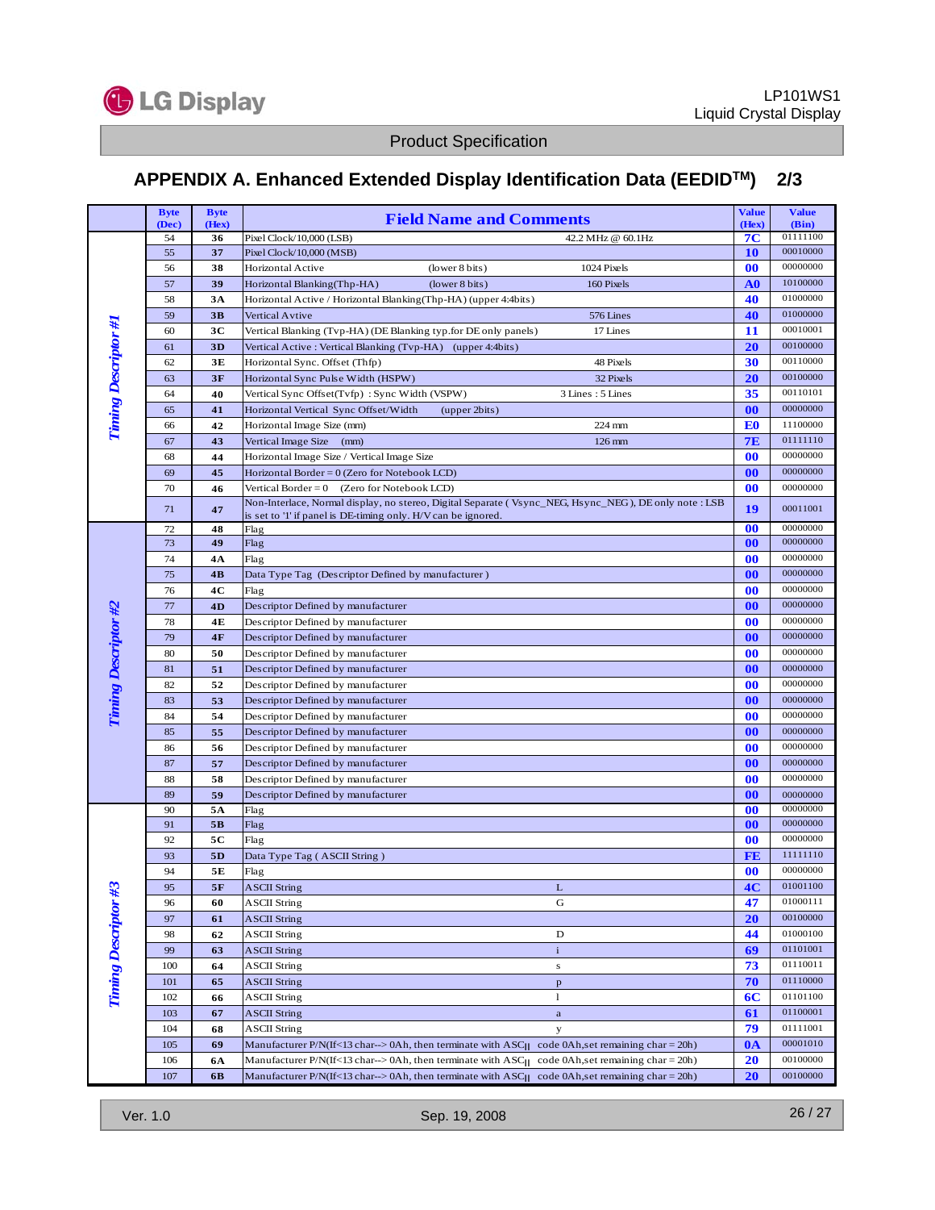## APPENDIX A. Enhanced Extended Display Identification Data (EEDID™) 2/3

| | Byte (Dec) | Byte (Hex) | Field Name and Comments | Value (Hex) | Value (Bin) |
|---|---|---|---|---|---|
| Timing Descriptor #1 | 54 | 36 | Pixel Clock/10,000 (LSB) 42.2 MHz @ 60.1Hz | 7C | 01111100 |
| | 55 | 37 | Pixel Clock/10,000 (MSB) | 10 | 00010000 |
| | 56 | 38 | Horizontal Active (lower 8 bits) 1024 Pixels | 00 | 00000000 |
| | 57 | 39 | Horizontal Blanking(Thp-HA) (lower 8 bits) 160 Pixels | A0 | 10100000 |
| | 58 | 3A | Horizontal Active / Horizontal Blanking(Thp-HA) (upper 4:4bits) | 40 | 01000000 |
| | 59 | 3B | Vertical Avtive 576 Lines | 40 | 01000000 |
| | 60 | 3C | Vertical Blanking (Tvp-HA) (DE Blanking typ.for DE only panels) 17 Lines | 11 | 00010001 |
| | 61 | 3D | Vertical Active : Vertical Blanking (Tvp-HA) (upper 4:4bits) | 20 | 00100000 |
| | 62 | 3E | Horizontal Sync. Offset (Thfp) 48 Pixels | 30 | 00110000 |
| | 63 | 3F | Horizontal Sync Pulse Width (HSPW) 32 Pixels | 20 | 00100000 |
| | 64 | 40 | Vertical Sync Offset(Tvfp) : Sync Width (VSPW) 3 Lines : 5 Lines | 35 | 00110101 |
| | 65 | 41 | Horizontal Vertical Sync Offset/Width (upper 2bits) | 00 | 00000000 |
| | 66 | 42 | Horizontal Image Size (mm) 224 mm | E0 | 11100000 |
| | 67 | 43 | Vertical Image Size (mm) 126 mm | 7E | 01111110 |
| | 68 | 44 | Horizontal Image Size / Vertical Image Size | 00 | 00000000 |
| | 69 | 45 | Horizontal Border = 0 (Zero for Notebook LCD) | 00 | 00000000 |
| | 70 | 46 | Vertical Border = 0 (Zero for Notebook LCD) | 00 | 00000000 |
| | 71 | 47 | Non-Interlace, Normal display, no stereo, Digital Separate ( Vsync_NEG, Hsync_NEG ), DE only note : LSB is set to '1' if panel is DE-timing only. H/V can be ignored. | 19 | 00011001 |
| Timing Descriptor #2 | 72 | 48 | Flag | 00 | 00000000 |
| | 73 | 49 | Flag | 00 | 00000000 |
| | 74 | 4A | Flag | 00 | 00000000 |
| | 75 | 4B | Data Type Tag (Descriptor Defined by manufacturer ) | 00 | 00000000 |
| | 76 | 4C | Flag | 00 | 00000000 |
| | 77 | 4D | Descriptor Defined by manufacturer | 00 | 00000000 |
| | 78 | 4E | Descriptor Defined by manufacturer | 00 | 00000000 |
| | 79 | 4F | Descriptor Defined by manufacturer | 00 | 00000000 |
| | 80 | 50 | Descriptor Defined by manufacturer | 00 | 00000000 |
| | 81 | 51 | Descriptor Defined by manufacturer | 00 | 00000000 |
| | 82 | 52 | Descriptor Defined by manufacturer | 00 | 00000000 |
| | 83 | 53 | Descriptor Defined by manufacturer | 00 | 00000000 |
| | 84 | 54 | Descriptor Defined by manufacturer | 00 | 00000000 |
| | 85 | 55 | Descriptor Defined by manufacturer | 00 | 00000000 |
| | 86 | 56 | Descriptor Defined by manufacturer | 00 | 00000000 |
| | 87 | 57 | Descriptor Defined by manufacturer | 00 | 00000000 |
| | 88 | 58 | Descriptor Defined by manufacturer | 00 | 00000000 |
| | 89 | 59 | Descriptor Defined by manufacturer | 00 | 00000000 |
| Timing Descriptor #3 | 90 | 5A | Flag | 00 | 00000000 |
| | 91 | 5B | Flag | 00 | 00000000 |
| | 92 | 5C | Flag | 00 | 00000000 |
| | 93 | 5D | Data Type Tag ( ASCII String ) | FE | 11111110 |
| | 94 | 5E | Flag | 00 | 00000000 |
| | 95 | 5F | ASCII String L | 4C | 01001100 |
| | 96 | 60 | ASCII String G | 47 | 01000111 |
| | 97 | 61 | ASCII String | 20 | 00100000 |
| | 98 | 62 | ASCII String D | 44 | 01000100 |
| | 99 | 63 | ASCII String i | 69 | 01101001 |
| | 100 | 64 | ASCII String s | 73 | 01110011 |
| | 101 | 65 | ASCII String p | 70 | 01110000 |
| | 102 | 66 | ASCII String l | 6C | 01101100 |
| | 103 | 67 | ASCII String a | 61 | 01100001 |
| | 104 | 68 | ASCII String y | 79 | 01111001 |
| | 105 | 69 | Manufacturer P/N(If<13 char--> 0Ah, then terminate with ASCII code 0Ah,set remaining char = 20h) | 0A | 00001010 |
| | 106 | 6A | Manufacturer P/N(If<13 char--> 0Ah, then terminate with ASCII code 0Ah,set remaining char = 20h) | 20 | 00100000 |
| | 107 | 6B | Manufacturer P/N(If<13 char--> 0Ah, then terminate with ASCII code 0Ah,set remaining char = 20h) | 20 | 00100000 |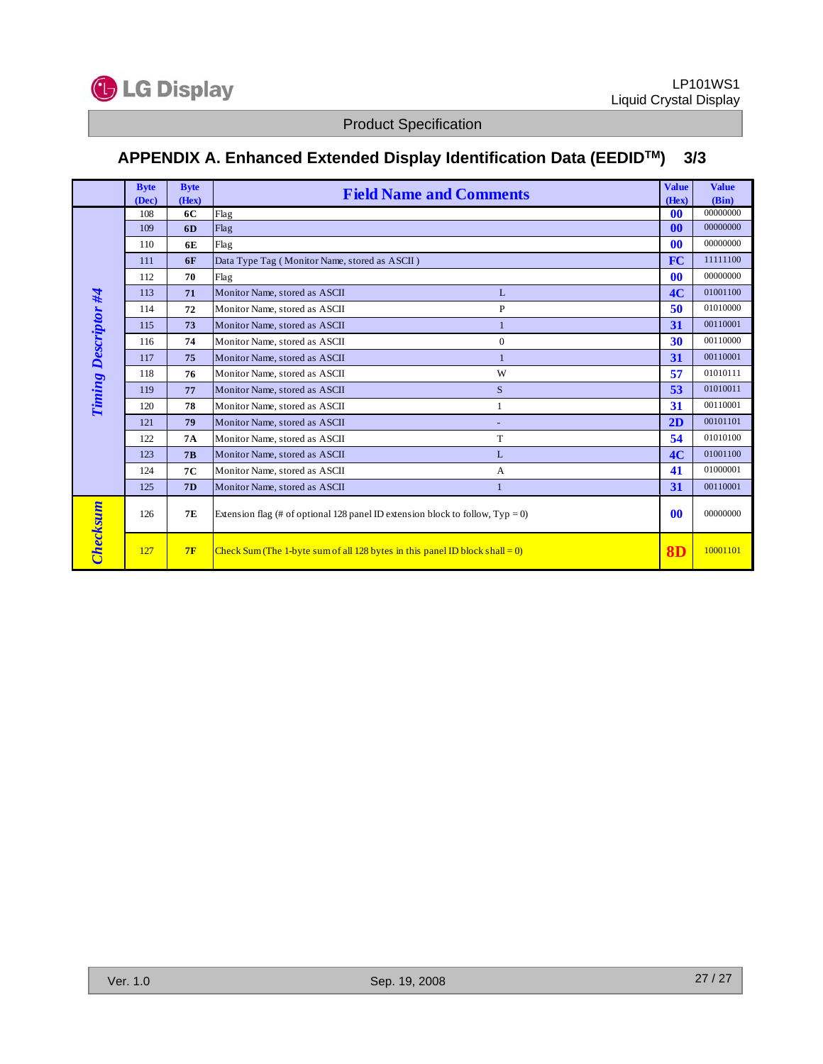## APPENDIX A. Enhanced Extended Display Identification Data (EEDID[TM]) 3/3

| | Byte (Dec) | Byte (Hex) | Field Name and Comments | | Value (Hex) | Value (Bin) |
|---|---|---|---|---|---|---|
| Timing Descriptor #4 | 108 | 6C | Flag | | 00 | 00000000 |
| | 109 | 6D | Flag | | 00 | 00000000 |
| | 110 | 6E | Flag | | 00 | 00000000 |
| | 111 | 6F | Data Type Tag ( Monitor Name, stored as ASCII ) | | FC | 11111100 |
| | 112 | 70 | Flag | | 00 | 00000000 |
| | 113 | 71 | Monitor Name, stored as ASCII | L | 4C | 01001100 |
| | 114 | 72 | Monitor Name, stored as ASCII | P | 50 | 01010000 |
| | 115 | 73 | Monitor Name, stored as ASCII | 1 | 31 | 00110001 |
| | 116 | 74 | Monitor Name, stored as ASCII | 0 | 30 | 00110000 |
| | 117 | 75 | Monitor Name, stored as ASCII | 1 | 31 | 00110001 |
| | 118 | 76 | Monitor Name, stored as ASCII | W | 57 | 01010111 |
| | 119 | 77 | Monitor Name, stored as ASCII | S | 53 | 01010011 |
| | 120 | 78 | Monitor Name, stored as ASCII | 1 | 31 | 00110001 |
| | 121 | 79 | Monitor Name, stored as ASCII | - | 2D | 00101101 |
| | 122 | 7A | Monitor Name, stored as ASCII | T | 54 | 01010100 |
| | 123 | 7B | Monitor Name, stored as ASCII | L | 4C | 01001100 |
| | 124 | 7C | Monitor Name, stored as ASCII | A | 41 | 01000001 |
| | 125 | 7D | Monitor Name, stored as ASCII | 1 | 31 | 00110001 |
| Checksum | 126 | 7E | Extension flag (# of optional 128 panel ID extension block to follow, Typ = 0) | | 00 | 00000000 |
| | 127 | 7F | Check Sum (The 1-byte sum of all 128 bytes in this panel ID block shall = 0) | | 8D | 10001101 |